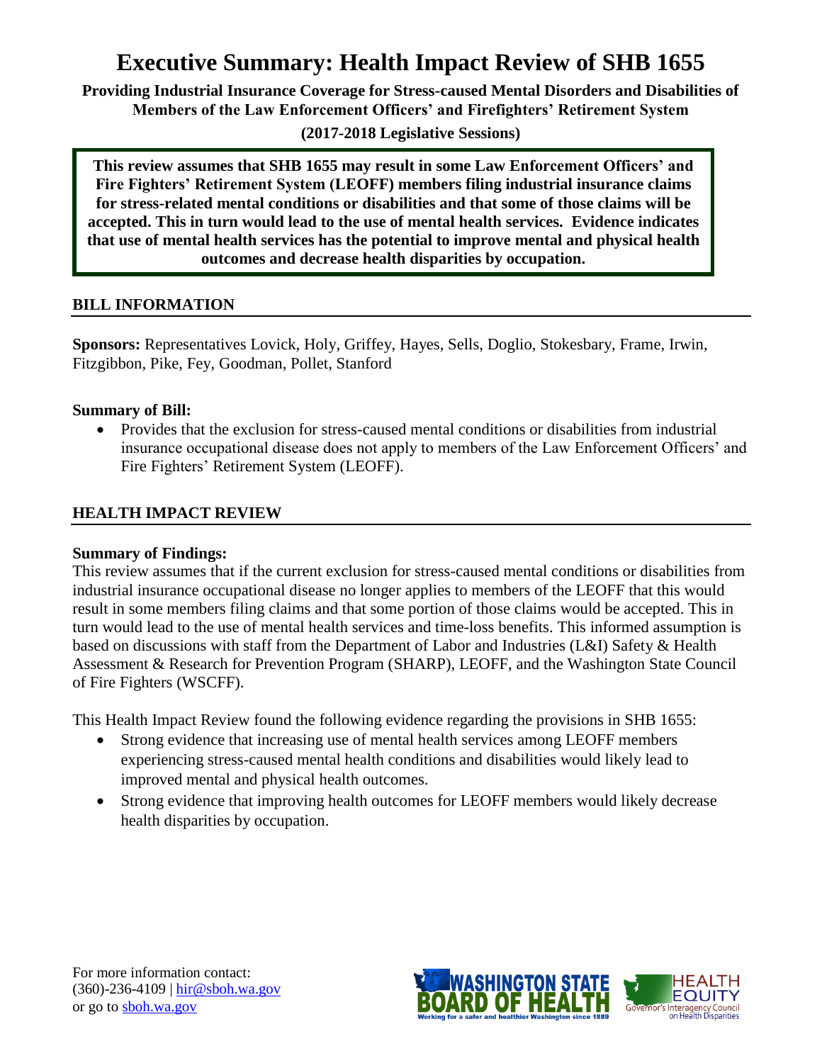# Executive Summary: Health Impact Review of SHB 1655

**Providing Industrial Insurance Coverage for Stress-caused Mental Disorders and Disabilities of Members of the Law Enforcement Officers' and Firefighters' Retirement System**

**(2017-2018 Legislative Sessions)**

**This review assumes that SHB 1655 may result in some Law Enforcement Officers' and Fire Fighters' Retirement System (LEOFF) members filing industrial insurance claims for stress-related mental conditions or disabilities and that some of those claims will be accepted. This in turn would lead to the use of mental health services. Evidence indicates that use of mental health services has the potential to improve mental and physical health outcomes and decrease health disparities by occupation.**

## BILL INFORMATION

**Sponsors:** Representatives Lovick, Holy, Griffey, Hayes, Sells, Doglio, Stokesbary, Frame, Irwin, Fitzgibbon, Pike, Fey, Goodman, Pollet, Stanford

**Summary of Bill:**

- Provides that the exclusion for stress-caused mental conditions or disabilities from industrial insurance occupational disease does not apply to members of the Law Enforcement Officers' and Fire Fighters' Retirement System (LEOFF).

## HEALTH IMPACT REVIEW

**Summary of Findings:**

This review assumes that if the current exclusion for stress-caused mental conditions or disabilities from industrial insurance occupational disease no longer applies to members of the LEOFF that this would result in some members filing claims and that some portion of those claims would be accepted. This in turn would lead to the use of mental health services and time-loss benefits. This informed assumption is based on discussions with staff from the Department of Labor and Industries (L&I) Safety & Health Assessment & Research for Prevention Program (SHARP), LEOFF, and the Washington State Council of Fire Fighters (WSCFF).

This Health Impact Review found the following evidence regarding the provisions in SHB 1655:

- Strong evidence that increasing use of mental health services among LEOFF members experiencing stress-caused mental health conditions and disabilities would likely lead to improved mental and physical health outcomes.
- Strong evidence that improving health outcomes for LEOFF members would likely decrease health disparities by occupation.

For more information contact:
(360)-236-4109 | hir@sboh.wa.gov
or go to sboh.wa.gov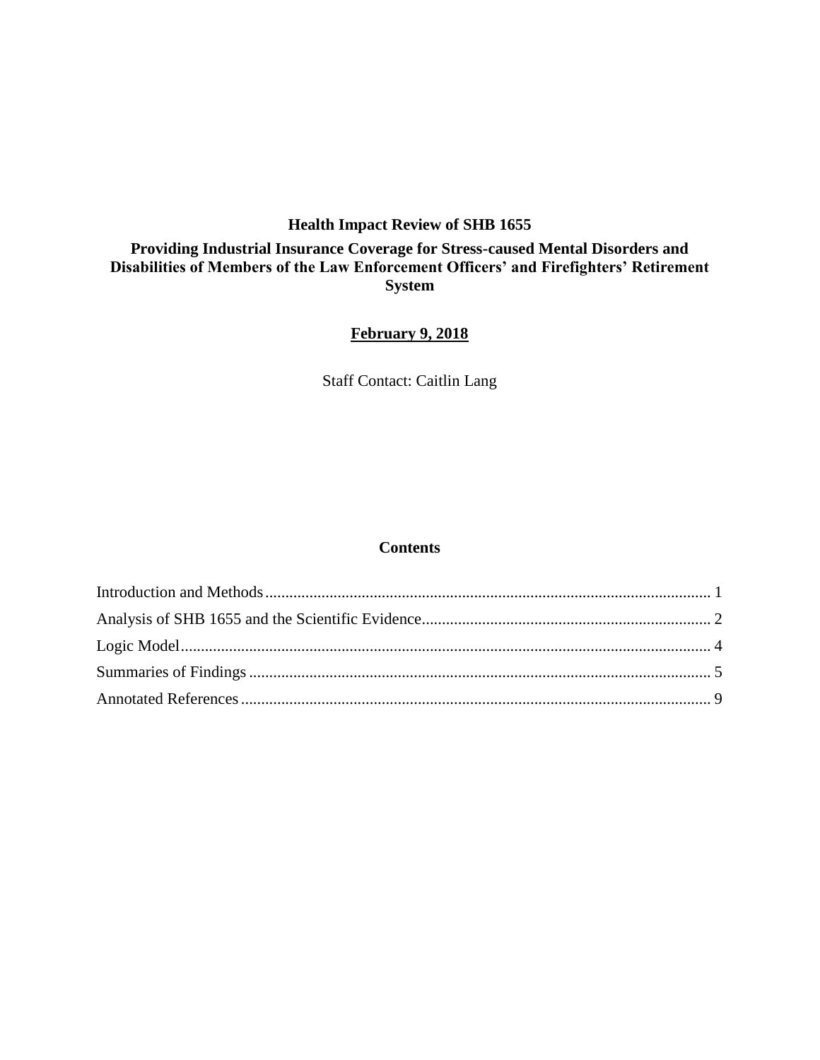# Health Impact Review of SHB 1655

## Providing Industrial Insurance Coverage for Stress-caused Mental Disorders and Disabilities of Members of the Law Enforcement Officers' and Firefighters' Retirement System

**February 9, 2018**

Staff Contact: Caitlin Lang

### Contents

Introduction and Methods .............................................................................................. 1
Analysis of SHB 1655 and the Scientific Evidence........................................................... 2
Logic Model.................................................................................................................... 4
Summaries of Findings ................................................................................................... 5
Annotated References ..................................................................................................... 9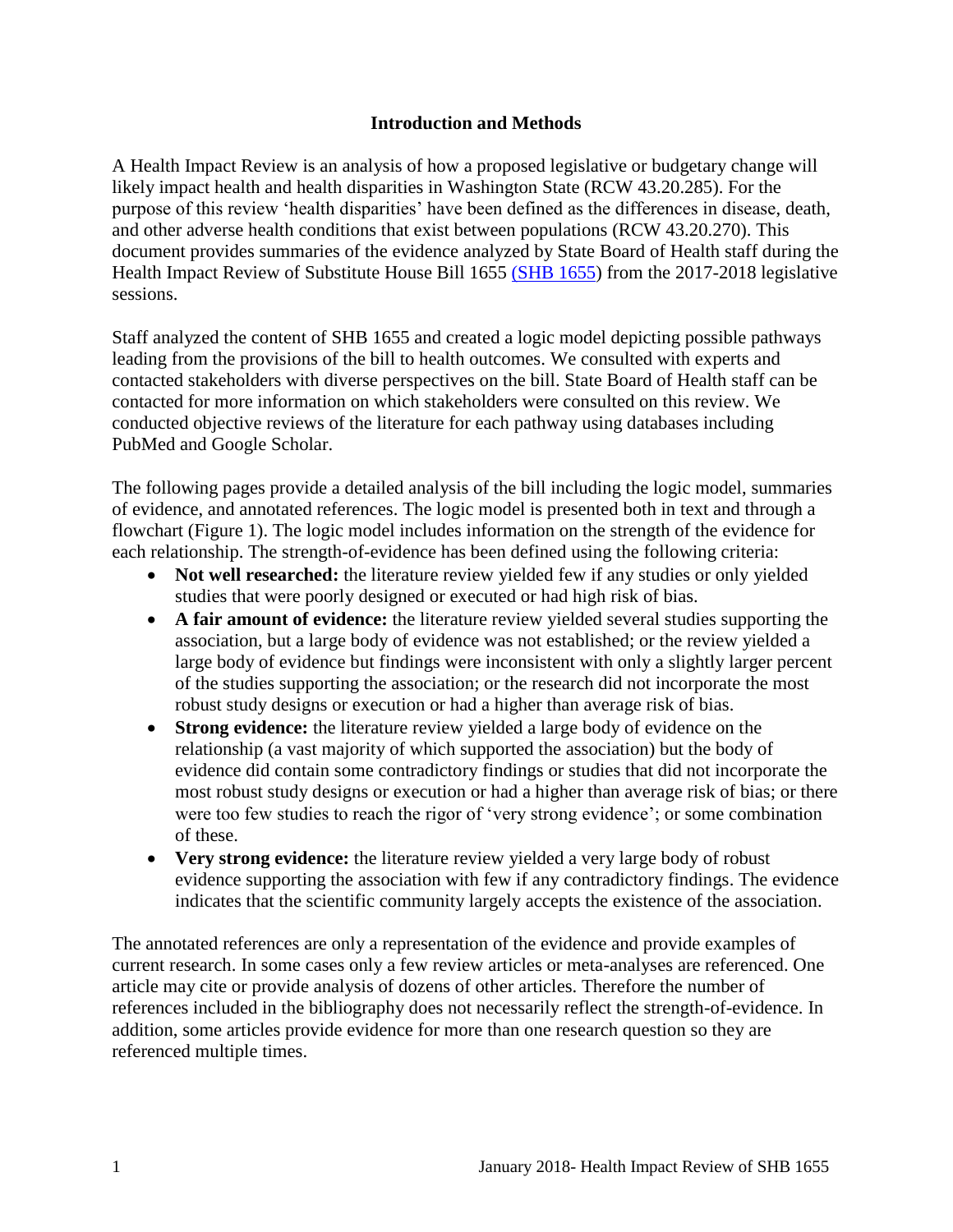## Introduction and Methods

A Health Impact Review is an analysis of how a proposed legislative or budgetary change will likely impact health and health disparities in Washington State (RCW 43.20.285). For the purpose of this review 'health disparities' have been defined as the differences in disease, death, and other adverse health conditions that exist between populations (RCW 43.20.270). This document provides summaries of the evidence analyzed by State Board of Health staff during the Health Impact Review of Substitute House Bill 1655 (SHB 1655) from the 2017-2018 legislative sessions.

Staff analyzed the content of SHB 1655 and created a logic model depicting possible pathways leading from the provisions of the bill to health outcomes. We consulted with experts and contacted stakeholders with diverse perspectives on the bill. State Board of Health staff can be contacted for more information on which stakeholders were consulted on this review. We conducted objective reviews of the literature for each pathway using databases including PubMed and Google Scholar.

The following pages provide a detailed analysis of the bill including the logic model, summaries of evidence, and annotated references. The logic model is presented both in text and through a flowchart (Figure 1). The logic model includes information on the strength of the evidence for each relationship. The strength-of-evidence has been defined using the following criteria:

- **Not well researched:** the literature review yielded few if any studies or only yielded studies that were poorly designed or executed or had high risk of bias.
- **A fair amount of evidence:** the literature review yielded several studies supporting the association, but a large body of evidence was not established; or the review yielded a large body of evidence but findings were inconsistent with only a slightly larger percent of the studies supporting the association; or the research did not incorporate the most robust study designs or execution or had a higher than average risk of bias.
- **Strong evidence:** the literature review yielded a large body of evidence on the relationship (a vast majority of which supported the association) but the body of evidence did contain some contradictory findings or studies that did not incorporate the most robust study designs or execution or had a higher than average risk of bias; or there were too few studies to reach the rigor of 'very strong evidence'; or some combination of these.
- **Very strong evidence:** the literature review yielded a very large body of robust evidence supporting the association with few if any contradictory findings. The evidence indicates that the scientific community largely accepts the existence of the association.

The annotated references are only a representation of the evidence and provide examples of current research. In some cases only a few review articles or meta-analyses are referenced. One article may cite or provide analysis of dozens of other articles. Therefore the number of references included in the bibliography does not necessarily reflect the strength-of-evidence. In addition, some articles provide evidence for more than one research question so they are referenced multiple times.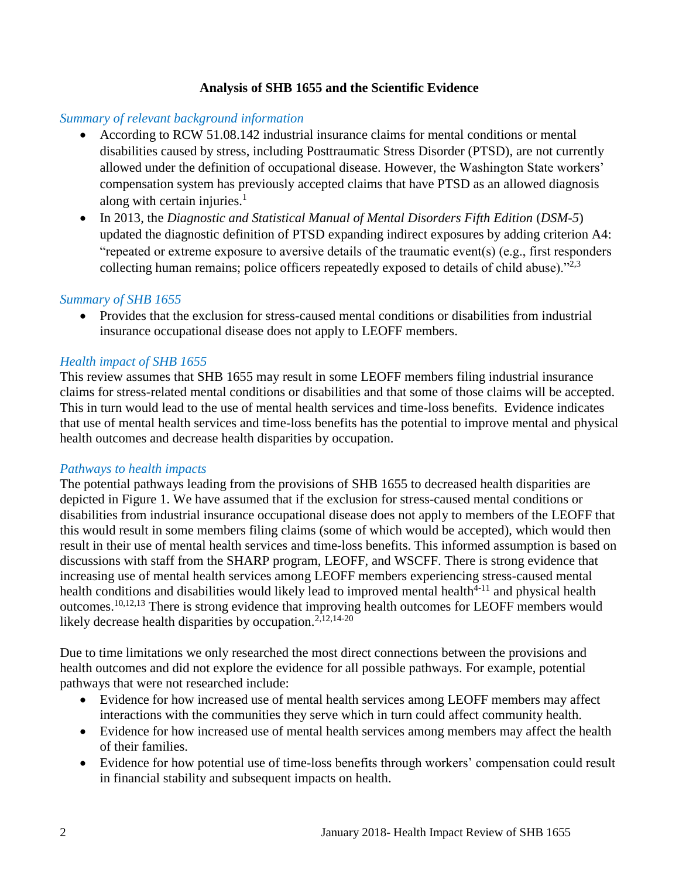**Analysis of SHB 1655 and the Scientific Evidence**

*Summary of relevant background information*

- According to RCW 51.08.142 industrial insurance claims for mental conditions or mental disabilities caused by stress, including Posttraumatic Stress Disorder (PTSD), are not currently allowed under the definition of occupational disease. However, the Washington State workers' compensation system has previously accepted claims that have PTSD as an allowed diagnosis along with certain injuries.[1]
- In 2013, the *Diagnostic and Statistical Manual of Mental Disorders Fifth Edition* (*DSM-5*) updated the diagnostic definition of PTSD expanding indirect exposures by adding criterion A4: "repeated or extreme exposure to aversive details of the traumatic event(s) (e.g., first responders collecting human remains; police officers repeatedly exposed to details of child abuse)."[2,3]

*Summary of SHB 1655*

- Provides that the exclusion for stress-caused mental conditions or disabilities from industrial insurance occupational disease does not apply to LEOFF members.

*Health impact of SHB 1655*

This review assumes that SHB 1655 may result in some LEOFF members filing industrial insurance claims for stress-related mental conditions or disabilities and that some of those claims will be accepted. This in turn would lead to the use of mental health services and time-loss benefits. Evidence indicates that use of mental health services and time-loss benefits has the potential to improve mental and physical health outcomes and decrease health disparities by occupation.

*Pathways to health impacts*

The potential pathways leading from the provisions of SHB 1655 to decreased health disparities are depicted in Figure 1. We have assumed that if the exclusion for stress-caused mental conditions or disabilities from industrial insurance occupational disease does not apply to members of the LEOFF that this would result in some members filing claims (some of which would be accepted), which would then result in their use of mental health services and time-loss benefits. This informed assumption is based on discussions with staff from the SHARP program, LEOFF, and WSCFF. There is strong evidence that increasing use of mental health services among LEOFF members experiencing stress-caused mental health conditions and disabilities would likely lead to improved mental health[4-11] and physical health outcomes.[10,12,13] There is strong evidence that improving health outcomes for LEOFF members would likely decrease health disparities by occupation.[2,12,14-20]

Due to time limitations we only researched the most direct connections between the provisions and health outcomes and did not explore the evidence for all possible pathways. For example, potential pathways that were not researched include:

- Evidence for how increased use of mental health services among LEOFF members may affect interactions with the communities they serve which in turn could affect community health.
- Evidence for how increased use of mental health services among members may affect the health of their families.
- Evidence for how potential use of time-loss benefits through workers' compensation could result in financial stability and subsequent impacts on health.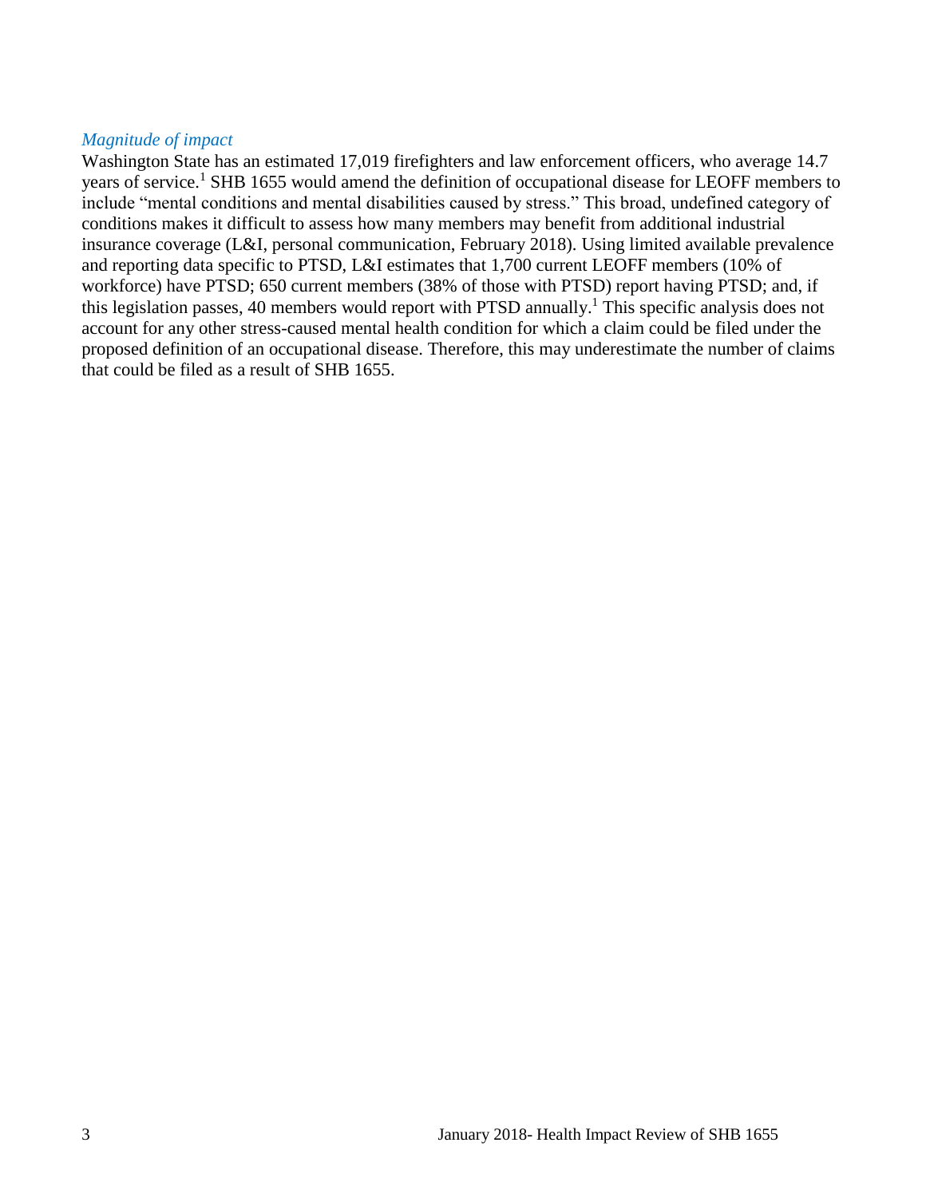*Magnitude of impact*

Washington State has an estimated 17,019 firefighters and law enforcement officers, who average 14.7 years of service.[1] SHB 1655 would amend the definition of occupational disease for LEOFF members to include "mental conditions and mental disabilities caused by stress." This broad, undefined category of conditions makes it difficult to assess how many members may benefit from additional industrial insurance coverage (L&I, personal communication, February 2018). Using limited available prevalence and reporting data specific to PTSD, L&I estimates that 1,700 current LEOFF members (10% of workforce) have PTSD; 650 current members (38% of those with PTSD) report having PTSD; and, if this legislation passes, 40 members would report with PTSD annually.[1] This specific analysis does not account for any other stress-caused mental health condition for which a claim could be filed under the proposed definition of an occupational disease. Therefore, this may underestimate the number of claims that could be filed as a result of SHB 1655.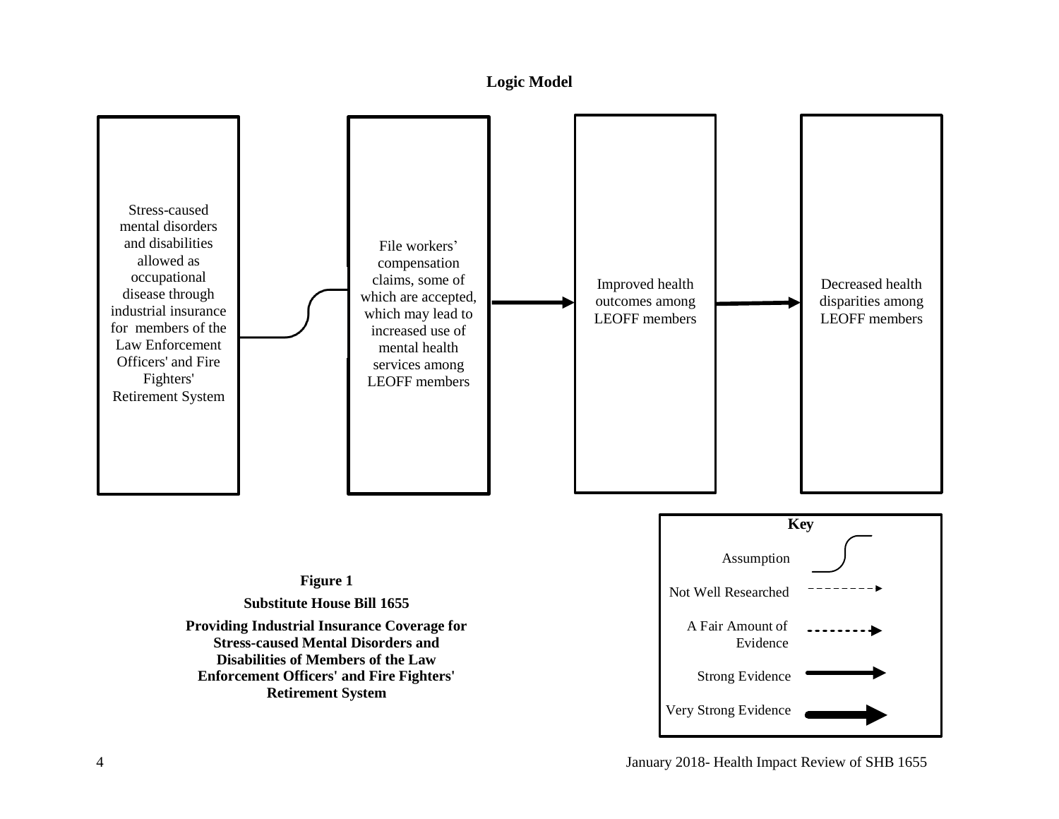**Logic Model**

Stress-caused mental disorders and disabilities allowed as occupational disease through industrial insurance for members of the Law Enforcement Officers' and Fire Fighters' Retirement System

File workers' compensation claims, some of which are accepted, which may lead to increased use of mental health services among LEOFF members

Improved health outcomes among LEOFF members

Decreased health disparities among LEOFF members

**Key**

Assumption

Not Well Researched

A Fair Amount of Evidence

Strong Evidence

Very Strong Evidence

**Figure 1**

**Substitute House Bill 1655**

**Providing Industrial Insurance Coverage for Stress-caused Mental Disorders and Disabilities of Members of the Law Enforcement Officers' and Fire Fighters' Retirement System**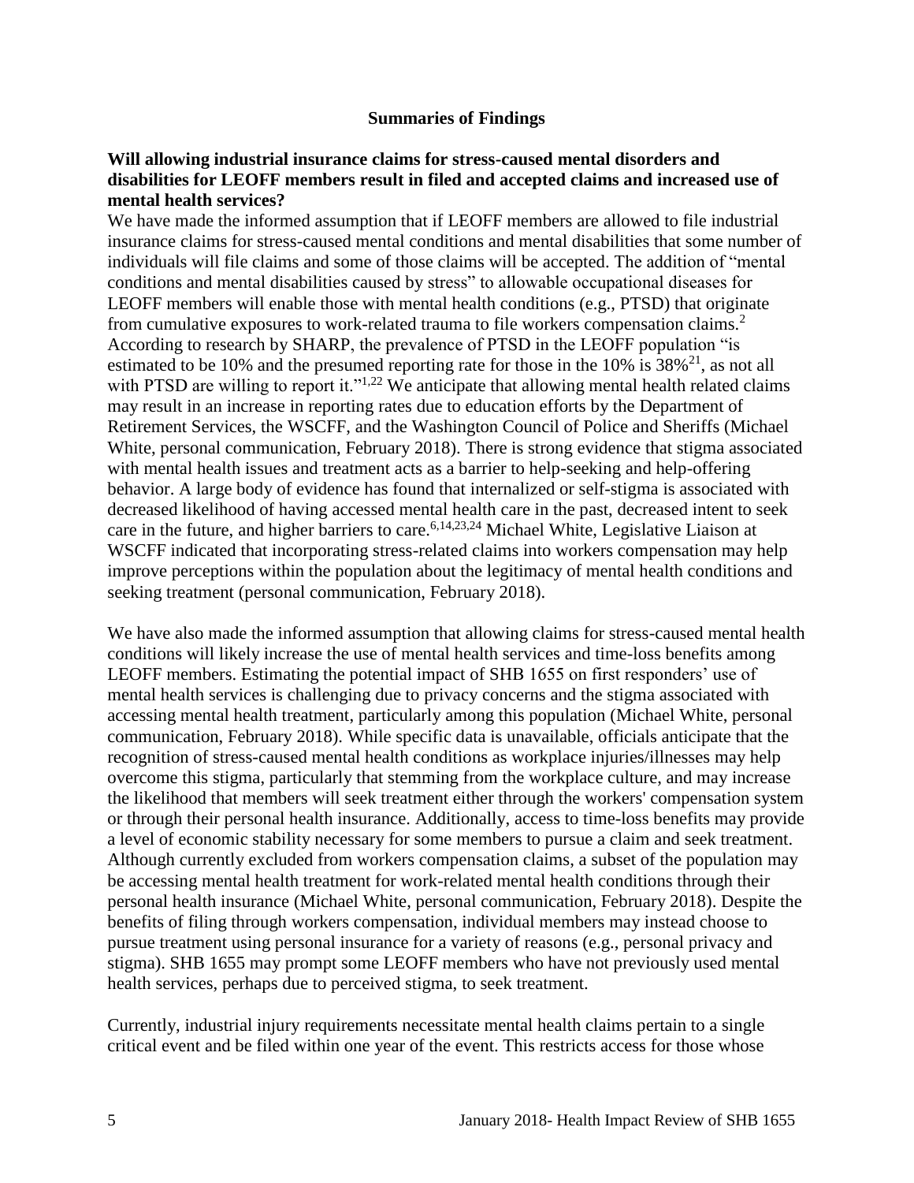## Summaries of Findings

**Will allowing industrial insurance claims for stress-caused mental disorders and disabilities for LEOFF members result in filed and accepted claims and increased use of mental health services?**

We have made the informed assumption that if LEOFF members are allowed to file industrial insurance claims for stress-caused mental conditions and mental disabilities that some number of individuals will file claims and some of those claims will be accepted. The addition of "mental conditions and mental disabilities caused by stress" to allowable occupational diseases for LEOFF members will enable those with mental health conditions (e.g., PTSD) that originate from cumulative exposures to work-related trauma to file workers compensation claims.[2] According to research by SHARP, the prevalence of PTSD in the LEOFF population "is estimated to be 10% and the presumed reporting rate for those in the 10% is 38%[21], as not all with PTSD are willing to report it."[1,22] We anticipate that allowing mental health related claims may result in an increase in reporting rates due to education efforts by the Department of Retirement Services, the WSCFF, and the Washington Council of Police and Sheriffs (Michael White, personal communication, February 2018). There is strong evidence that stigma associated with mental health issues and treatment acts as a barrier to help-seeking and help-offering behavior. A large body of evidence has found that internalized or self-stigma is associated with decreased likelihood of having accessed mental health care in the past, decreased intent to seek care in the future, and higher barriers to care.[6,14,23,24] Michael White, Legislative Liaison at WSCFF indicated that incorporating stress-related claims into workers compensation may help improve perceptions within the population about the legitimacy of mental health conditions and seeking treatment (personal communication, February 2018).

We have also made the informed assumption that allowing claims for stress-caused mental health conditions will likely increase the use of mental health services and time-loss benefits among LEOFF members. Estimating the potential impact of SHB 1655 on first responders' use of mental health services is challenging due to privacy concerns and the stigma associated with accessing mental health treatment, particularly among this population (Michael White, personal communication, February 2018). While specific data is unavailable, officials anticipate that the recognition of stress-caused mental health conditions as workplace injuries/illnesses may help overcome this stigma, particularly that stemming from the workplace culture, and may increase the likelihood that members will seek treatment either through the workers' compensation system or through their personal health insurance. Additionally, access to time-loss benefits may provide a level of economic stability necessary for some members to pursue a claim and seek treatment. Although currently excluded from workers compensation claims, a subset of the population may be accessing mental health treatment for work-related mental health conditions through their personal health insurance (Michael White, personal communication, February 2018). Despite the benefits of filing through workers compensation, individual members may instead choose to pursue treatment using personal insurance for a variety of reasons (e.g., personal privacy and stigma). SHB 1655 may prompt some LEOFF members who have not previously used mental health services, perhaps due to perceived stigma, to seek treatment.

Currently, industrial injury requirements necessitate mental health claims pertain to a single critical event and be filed within one year of the event. This restricts access for those whose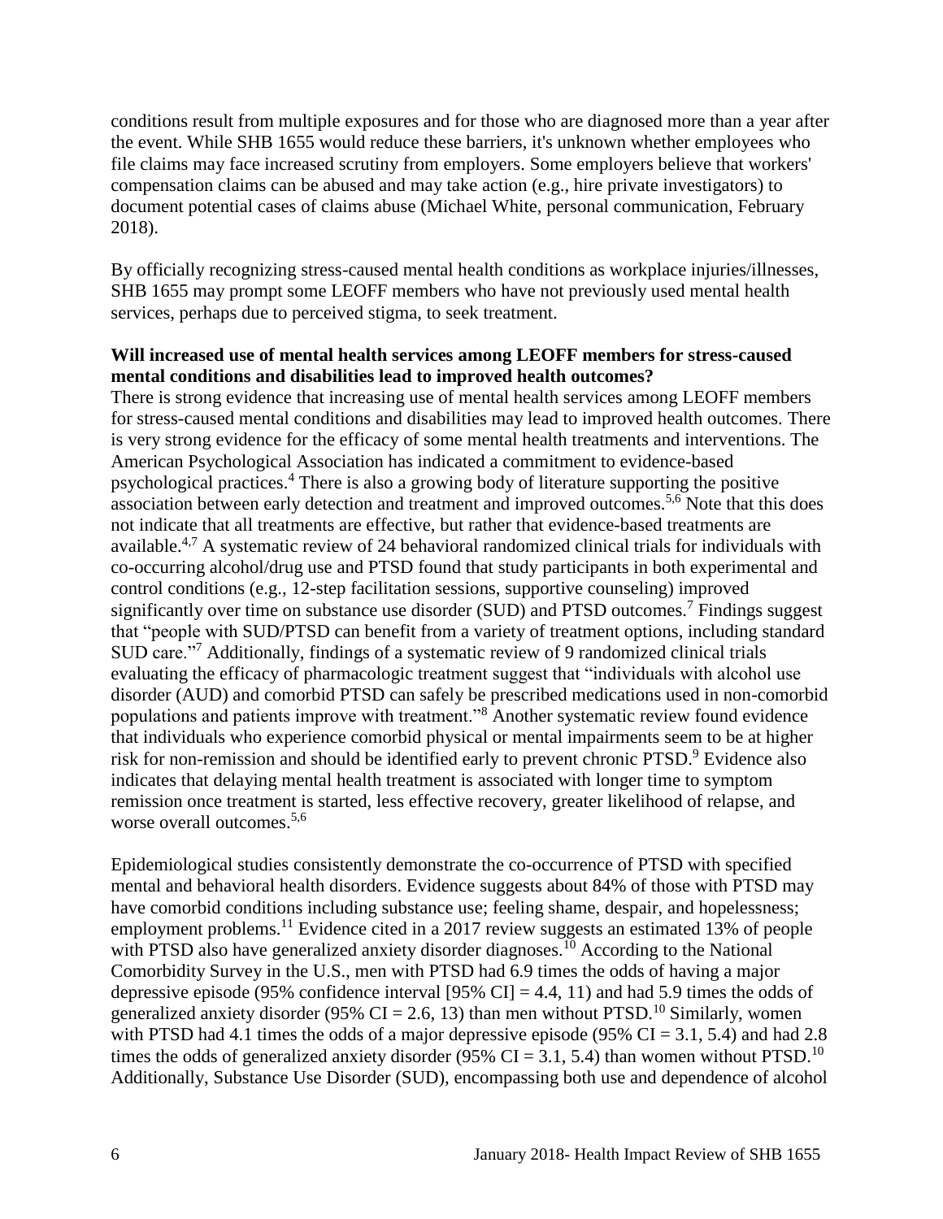conditions result from multiple exposures and for those who are diagnosed more than a year after the event. While SHB 1655 would reduce these barriers, it's unknown whether employees who file claims may face increased scrutiny from employers. Some employers believe that workers' compensation claims can be abused and may take action (e.g., hire private investigators) to document potential cases of claims abuse (Michael White, personal communication, February 2018).

By officially recognizing stress-caused mental health conditions as workplace injuries/illnesses, SHB 1655 may prompt some LEOFF members who have not previously used mental health services, perhaps due to perceived stigma, to seek treatment.

**Will increased use of mental health services among LEOFF members for stress-caused mental conditions and disabilities lead to improved health outcomes?**

There is strong evidence that increasing use of mental health services among LEOFF members for stress-caused mental conditions and disabilities may lead to improved health outcomes. There is very strong evidence for the efficacy of some mental health treatments and interventions. The American Psychological Association has indicated a commitment to evidence-based psychological practices.[4] There is also a growing body of literature supporting the positive association between early detection and treatment and improved outcomes.[5,6] Note that this does not indicate that all treatments are effective, but rather that evidence-based treatments are available.[4,7] A systematic review of 24 behavioral randomized clinical trials for individuals with co-occurring alcohol/drug use and PTSD found that study participants in both experimental and control conditions (e.g., 12-step facilitation sessions, supportive counseling) improved significantly over time on substance use disorder (SUD) and PTSD outcomes.[7] Findings suggest that "people with SUD/PTSD can benefit from a variety of treatment options, including standard SUD care."[7] Additionally, findings of a systematic review of 9 randomized clinical trials evaluating the efficacy of pharmacologic treatment suggest that "individuals with alcohol use disorder (AUD) and comorbid PTSD can safely be prescribed medications used in non-comorbid populations and patients improve with treatment."[8] Another systematic review found evidence that individuals who experience comorbid physical or mental impairments seem to be at higher risk for non-remission and should be identified early to prevent chronic PTSD.[9] Evidence also indicates that delaying mental health treatment is associated with longer time to symptom remission once treatment is started, less effective recovery, greater likelihood of relapse, and worse overall outcomes.[5,6]

Epidemiological studies consistently demonstrate the co-occurrence of PTSD with specified mental and behavioral health disorders. Evidence suggests about 84% of those with PTSD may have comorbid conditions including substance use; feeling shame, despair, and hopelessness; employment problems.[11] Evidence cited in a 2017 review suggests an estimated 13% of people with PTSD also have generalized anxiety disorder diagnoses.[10] According to the National Comorbidity Survey in the U.S., men with PTSD had 6.9 times the odds of having a major depressive episode (95% confidence interval [95% CI] = 4.4, 11) and had 5.9 times the odds of generalized anxiety disorder (95% CI = 2.6, 13) than men without PTSD.[10] Similarly, women with PTSD had 4.1 times the odds of a major depressive episode (95% CI = 3.1, 5.4) and had 2.8 times the odds of generalized anxiety disorder (95% CI = 3.1, 5.4) than women without PTSD.[10] Additionally, Substance Use Disorder (SUD), encompassing both use and dependence of alcohol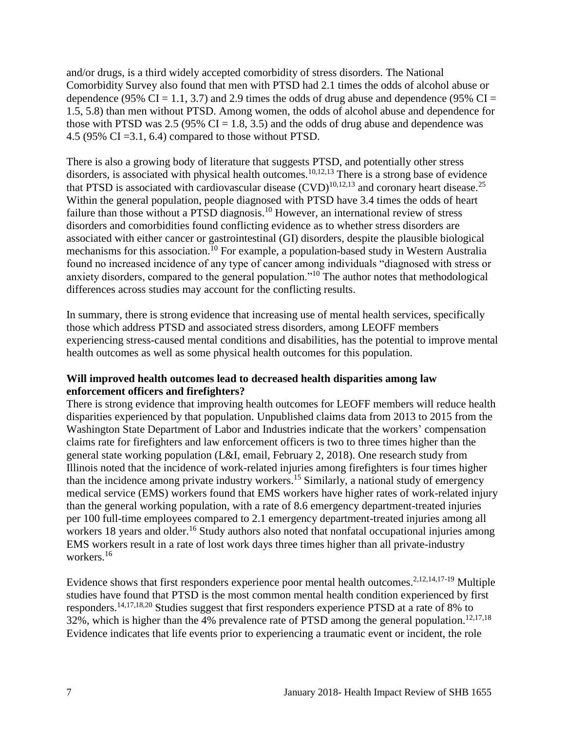and/or drugs, is a third widely accepted comorbidity of stress disorders. The National Comorbidity Survey also found that men with PTSD had 2.1 times the odds of alcohol abuse or dependence (95% CI = 1.1, 3.7) and 2.9 times the odds of drug abuse and dependence (95% CI = 1.5, 5.8) than men without PTSD. Among women, the odds of alcohol abuse and dependence for those with PTSD was 2.5 (95% CI = 1.8, 3.5) and the odds of drug abuse and dependence was 4.5 (95% CI =3.1, 6.4) compared to those without PTSD.

There is also a growing body of literature that suggests PTSD, and potentially other stress disorders, is associated with physical health outcomes.[10,12,13] There is a strong base of evidence that PTSD is associated with cardiovascular disease (CVD)[10,12,13] and coronary heart disease.[25] Within the general population, people diagnosed with PTSD have 3.4 times the odds of heart failure than those without a PTSD diagnosis.[10] However, an international review of stress disorders and comorbidities found conflicting evidence as to whether stress disorders are associated with either cancer or gastrointestinal (GI) disorders, despite the plausible biological mechanisms for this association.[10] For example, a population-based study in Western Australia found no increased incidence of any type of cancer among individuals "diagnosed with stress or anxiety disorders, compared to the general population."[10] The author notes that methodological differences across studies may account for the conflicting results.

In summary, there is strong evidence that increasing use of mental health services, specifically those which address PTSD and associated stress disorders, among LEOFF members experiencing stress-caused mental conditions and disabilities, has the potential to improve mental health outcomes as well as some physical health outcomes for this population.

**Will improved health outcomes lead to decreased health disparities among law enforcement officers and firefighters?**

There is strong evidence that improving health outcomes for LEOFF members will reduce health disparities experienced by that population. Unpublished claims data from 2013 to 2015 from the Washington State Department of Labor and Industries indicate that the workers' compensation claims rate for firefighters and law enforcement officers is two to three times higher than the general state working population (L&I, email, February 2, 2018). One research study from Illinois noted that the incidence of work-related injuries among firefighters is four times higher than the incidence among private industry workers.[15] Similarly, a national study of emergency medical service (EMS) workers found that EMS workers have higher rates of work-related injury than the general working population, with a rate of 8.6 emergency department-treated injuries per 100 full-time employees compared to 2.1 emergency department-treated injuries among all workers 18 years and older.[16] Study authors also noted that nonfatal occupational injuries among EMS workers result in a rate of lost work days three times higher than all private-industry workers.[16]

Evidence shows that first responders experience poor mental health outcomes.[2,12,14,17-19] Multiple studies have found that PTSD is the most common mental health condition experienced by first responders.[14,17,18,20] Studies suggest that first responders experience PTSD at a rate of 8% to 32%, which is higher than the 4% prevalence rate of PTSD among the general population.[12,17,18] Evidence indicates that life events prior to experiencing a traumatic event or incident, the role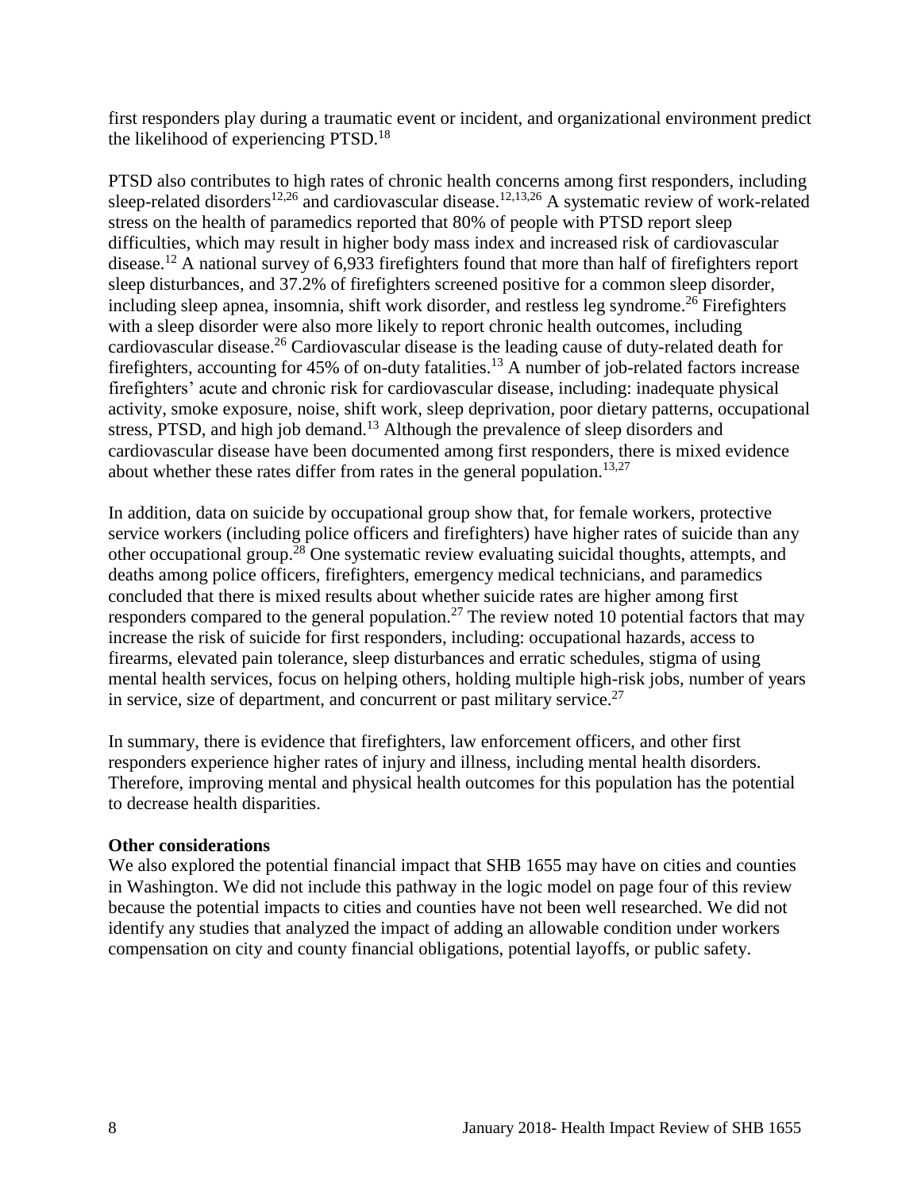first responders play during a traumatic event or incident, and organizational environment predict the likelihood of experiencing PTSD.[18]

PTSD also contributes to high rates of chronic health concerns among first responders, including sleep-related disorders[12,26] and cardiovascular disease.[12,13,26] A systematic review of work-related stress on the health of paramedics reported that 80% of people with PTSD report sleep difficulties, which may result in higher body mass index and increased risk of cardiovascular disease.[12] A national survey of 6,933 firefighters found that more than half of firefighters report sleep disturbances, and 37.2% of firefighters screened positive for a common sleep disorder, including sleep apnea, insomnia, shift work disorder, and restless leg syndrome.[26] Firefighters with a sleep disorder were also more likely to report chronic health outcomes, including cardiovascular disease.[26] Cardiovascular disease is the leading cause of duty-related death for firefighters, accounting for 45% of on-duty fatalities.[13] A number of job-related factors increase firefighters' acute and chronic risk for cardiovascular disease, including: inadequate physical activity, smoke exposure, noise, shift work, sleep deprivation, poor dietary patterns, occupational stress, PTSD, and high job demand.[13] Although the prevalence of sleep disorders and cardiovascular disease have been documented among first responders, there is mixed evidence about whether these rates differ from rates in the general population.[13,27]

In addition, data on suicide by occupational group show that, for female workers, protective service workers (including police officers and firefighters) have higher rates of suicide than any other occupational group.[28] One systematic review evaluating suicidal thoughts, attempts, and deaths among police officers, firefighters, emergency medical technicians, and paramedics concluded that there is mixed results about whether suicide rates are higher among first responders compared to the general population.[27] The review noted 10 potential factors that may increase the risk of suicide for first responders, including: occupational hazards, access to firearms, elevated pain tolerance, sleep disturbances and erratic schedules, stigma of using mental health services, focus on helping others, holding multiple high-risk jobs, number of years in service, size of department, and concurrent or past military service.[27]

In summary, there is evidence that firefighters, law enforcement officers, and other first responders experience higher rates of injury and illness, including mental health disorders. Therefore, improving mental and physical health outcomes for this population has the potential to decrease health disparities.

**Other considerations**

We also explored the potential financial impact that SHB 1655 may have on cities and counties in Washington. We did not include this pathway in the logic model on page four of this review because the potential impacts to cities and counties have not been well researched. We did not identify any studies that analyzed the impact of adding an allowable condition under workers compensation on city and county financial obligations, potential layoffs, or public safety.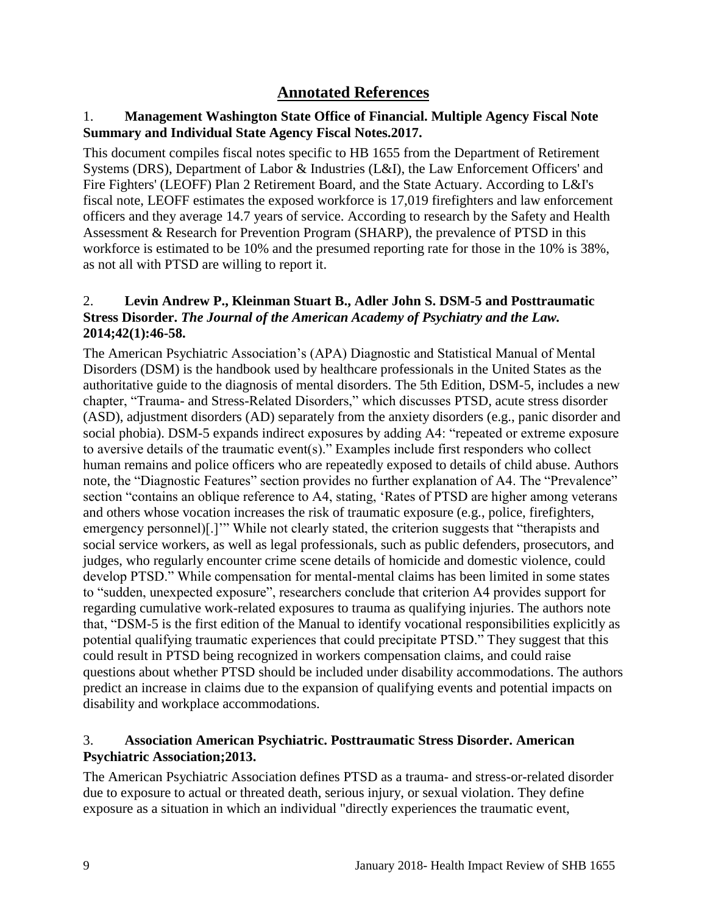## Annotated References

1. **Management Washington State Office of Financial. Multiple Agency Fiscal Note Summary and Individual State Agency Fiscal Notes.2017.**

This document compiles fiscal notes specific to HB 1655 from the Department of Retirement Systems (DRS), Department of Labor & Industries (L&I), the Law Enforcement Officers' and Fire Fighters' (LEOFF) Plan 2 Retirement Board, and the State Actuary. According to L&I's fiscal note, LEOFF estimates the exposed workforce is 17,019 firefighters and law enforcement officers and they average 14.7 years of service. According to research by the Safety and Health Assessment & Research for Prevention Program (SHARP), the prevalence of PTSD in this workforce is estimated to be 10% and the presumed reporting rate for those in the 10% is 38%, as not all with PTSD are willing to report it.

2. **Levin Andrew P., Kleinman Stuart B., Adler John S. DSM-5 and Posttraumatic Stress Disorder. *The Journal of the American Academy of Psychiatry and the Law.* 2014;42(1):46-58.**

The American Psychiatric Association's (APA) Diagnostic and Statistical Manual of Mental Disorders (DSM) is the handbook used by healthcare professionals in the United States as the authoritative guide to the diagnosis of mental disorders. The 5th Edition, DSM-5, includes a new chapter, "Trauma- and Stress-Related Disorders," which discusses PTSD, acute stress disorder (ASD), adjustment disorders (AD) separately from the anxiety disorders (e.g., panic disorder and social phobia). DSM-5 expands indirect exposures by adding A4: "repeated or extreme exposure to aversive details of the traumatic event(s)." Examples include first responders who collect human remains and police officers who are repeatedly exposed to details of child abuse. Authors note, the "Diagnostic Features" section provides no further explanation of A4. The "Prevalence" section "contains an oblique reference to A4, stating, 'Rates of PTSD are higher among veterans and others whose vocation increases the risk of traumatic exposure (e.g., police, firefighters, emergency personnel)[.]'" While not clearly stated, the criterion suggests that "therapists and social service workers, as well as legal professionals, such as public defenders, prosecutors, and judges, who regularly encounter crime scene details of homicide and domestic violence, could develop PTSD." While compensation for mental-mental claims has been limited in some states to "sudden, unexpected exposure", researchers conclude that criterion A4 provides support for regarding cumulative work-related exposures to trauma as qualifying injuries. The authors note that, "DSM-5 is the first edition of the Manual to identify vocational responsibilities explicitly as potential qualifying traumatic experiences that could precipitate PTSD." They suggest that this could result in PTSD being recognized in workers compensation claims, and could raise questions about whether PTSD should be included under disability accommodations. The authors predict an increase in claims due to the expansion of qualifying events and potential impacts on disability and workplace accommodations.

3. **Association American Psychiatric. Posttraumatic Stress Disorder. American Psychiatric Association;2013.**

The American Psychiatric Association defines PTSD as a trauma- and stress-or-related disorder due to exposure to actual or threated death, serious injury, or sexual violation. They define exposure as a situation in which an individual "directly experiences the traumatic event,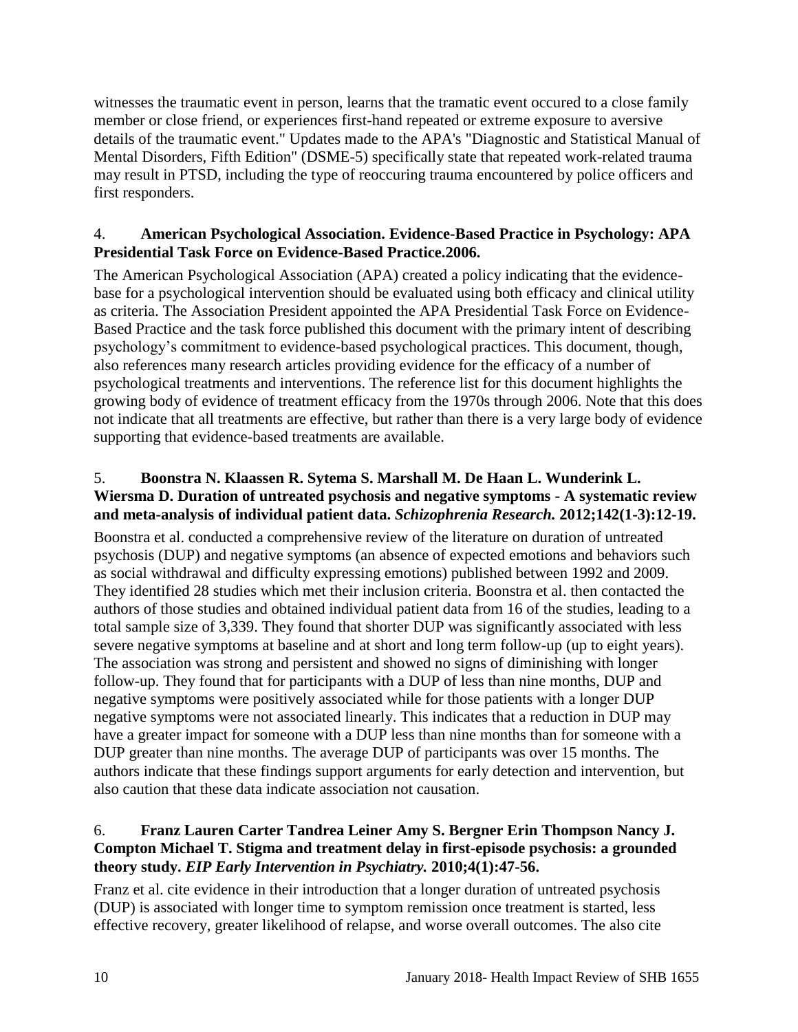witnesses the traumatic event in person, learns that the tramatic event occured to a close family member or close friend, or experiences first-hand repeated or extreme exposure to aversive details of the traumatic event." Updates made to the APA's "Diagnostic and Statistical Manual of Mental Disorders, Fifth Edition" (DSME-5) specifically state that repeated work-related trauma may result in PTSD, including the type of reoccuring trauma encountered by police officers and first responders.

4. **American Psychological Association. Evidence-Based Practice in Psychology: APA Presidential Task Force on Evidence-Based Practice.2006.**

The American Psychological Association (APA) created a policy indicating that the evidence-base for a psychological intervention should be evaluated using both efficacy and clinical utility as criteria. The Association President appointed the APA Presidential Task Force on Evidence-Based Practice and the task force published this document with the primary intent of describing psychology's commitment to evidence-based psychological practices. This document, though, also references many research articles providing evidence for the efficacy of a number of psychological treatments and interventions. The reference list for this document highlights the growing body of evidence of treatment efficacy from the 1970s through 2006. Note that this does not indicate that all treatments are effective, but rather than there is a very large body of evidence supporting that evidence-based treatments are available.

5. **Boonstra N. Klaassen R. Sytema S. Marshall M. De Haan L. Wunderink L. Wiersma D. Duration of untreated psychosis and negative symptoms - A systematic review and meta-analysis of individual patient data. *Schizophrenia Research.* 2012;142(1-3):12-19.**

Boonstra et al. conducted a comprehensive review of the literature on duration of untreated psychosis (DUP) and negative symptoms (an absence of expected emotions and behaviors such as social withdrawal and difficulty expressing emotions) published between 1992 and 2009. They identified 28 studies which met their inclusion criteria. Boonstra et al. then contacted the authors of those studies and obtained individual patient data from 16 of the studies, leading to a total sample size of 3,339. They found that shorter DUP was significantly associated with less severe negative symptoms at baseline and at short and long term follow-up (up to eight years). The association was strong and persistent and showed no signs of diminishing with longer follow-up. They found that for participants with a DUP of less than nine months, DUP and negative symptoms were positively associated while for those patients with a longer DUP negative symptoms were not associated linearly. This indicates that a reduction in DUP may have a greater impact for someone with a DUP less than nine months than for someone with a DUP greater than nine months. The average DUP of participants was over 15 months. The authors indicate that these findings support arguments for early detection and intervention, but also caution that these data indicate association not causation.

6. **Franz Lauren Carter Tandrea Leiner Amy S. Bergner Erin Thompson Nancy J. Compton Michael T. Stigma and treatment delay in first-episode psychosis: a grounded theory study. *EIP Early Intervention in Psychiatry.* 2010;4(1):47-56.**

Franz et al. cite evidence in their introduction that a longer duration of untreated psychosis (DUP) is associated with longer time to symptom remission once treatment is started, less effective recovery, greater likelihood of relapse, and worse overall outcomes. The also cite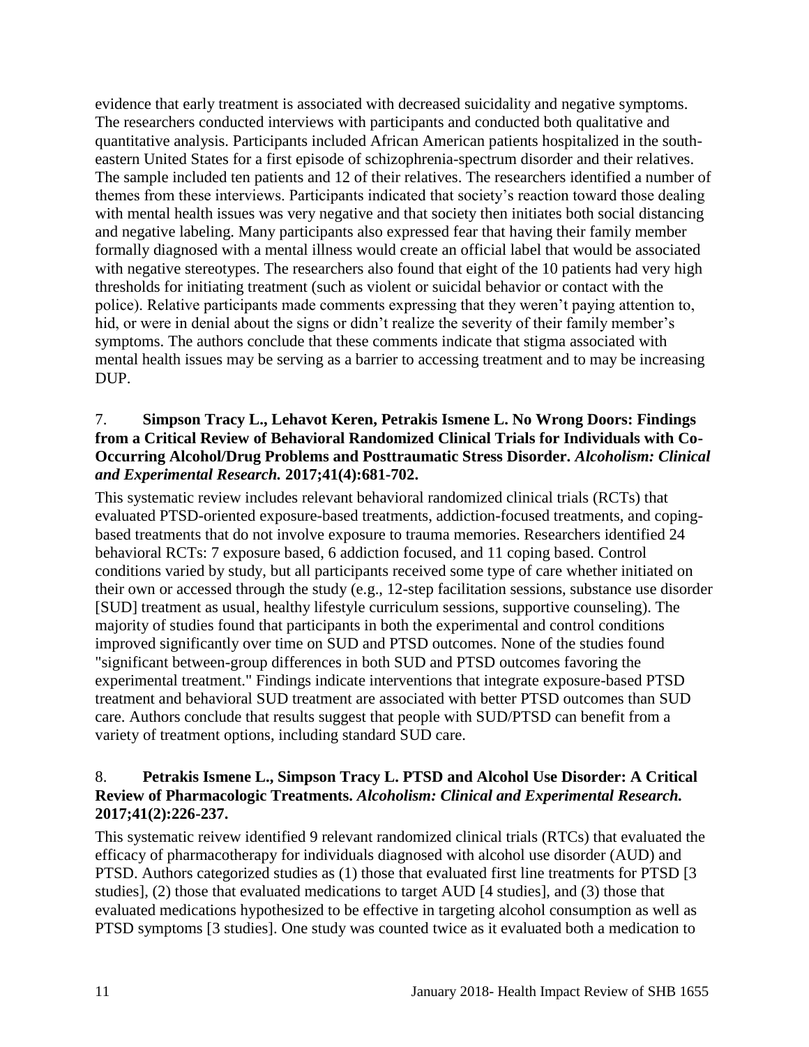evidence that early treatment is associated with decreased suicidality and negative symptoms. The researchers conducted interviews with participants and conducted both qualitative and quantitative analysis. Participants included African American patients hospitalized in the south-eastern United States for a first episode of schizophrenia-spectrum disorder and their relatives. The sample included ten patients and 12 of their relatives. The researchers identified a number of themes from these interviews. Participants indicated that society's reaction toward those dealing with mental health issues was very negative and that society then initiates both social distancing and negative labeling. Many participants also expressed fear that having their family member formally diagnosed with a mental illness would create an official label that would be associated with negative stereotypes. The researchers also found that eight of the 10 patients had very high thresholds for initiating treatment (such as violent or suicidal behavior or contact with the police). Relative participants made comments expressing that they weren't paying attention to, hid, or were in denial about the signs or didn't realize the severity of their family member's symptoms. The authors conclude that these comments indicate that stigma associated with mental health issues may be serving as a barrier to accessing treatment and to may be increasing DUP.

7. **Simpson Tracy L., Lehavot Keren, Petrakis Ismene L. No Wrong Doors: Findings from a Critical Review of Behavioral Randomized Clinical Trials for Individuals with Co-Occurring Alcohol/Drug Problems and Posttraumatic Stress Disorder.** ***Alcoholism: Clinical and Experimental Research.*** **2017;41(4):681-702.**

This systematic review includes relevant behavioral randomized clinical trials (RCTs) that evaluated PTSD-oriented exposure-based treatments, addiction-focused treatments, and coping-based treatments that do not involve exposure to trauma memories. Researchers identified 24 behavioral RCTs: 7 exposure based, 6 addiction focused, and 11 coping based. Control conditions varied by study, but all participants received some type of care whether initiated on their own or accessed through the study (e.g., 12-step facilitation sessions, substance use disorder [SUD] treatment as usual, healthy lifestyle curriculum sessions, supportive counseling). The majority of studies found that participants in both the experimental and control conditions improved significantly over time on SUD and PTSD outcomes. None of the studies found "significant between-group differences in both SUD and PTSD outcomes favoring the experimental treatment." Findings indicate interventions that integrate exposure-based PTSD treatment and behavioral SUD treatment are associated with better PTSD outcomes than SUD care. Authors conclude that results suggest that people with SUD/PTSD can benefit from a variety of treatment options, including standard SUD care.

8. **Petrakis Ismene L., Simpson Tracy L. PTSD and Alcohol Use Disorder: A Critical Review of Pharmacologic Treatments.** ***Alcoholism: Clinical and Experimental Research.*** **2017;41(2):226-237.**

This systematic reivew identified 9 relevant randomized clinical trials (RTCs) that evaluated the efficacy of pharmacotherapy for individuals diagnosed with alcohol use disorder (AUD) and PTSD. Authors categorized studies as (1) those that evaluated first line treatments for PTSD [3 studies], (2) those that evaluated medications to target AUD [4 studies], and (3) those that evaluated medications hypothesized to be effective in targeting alcohol consumption as well as PTSD symptoms [3 studies]. One study was counted twice as it evaluated both a medication to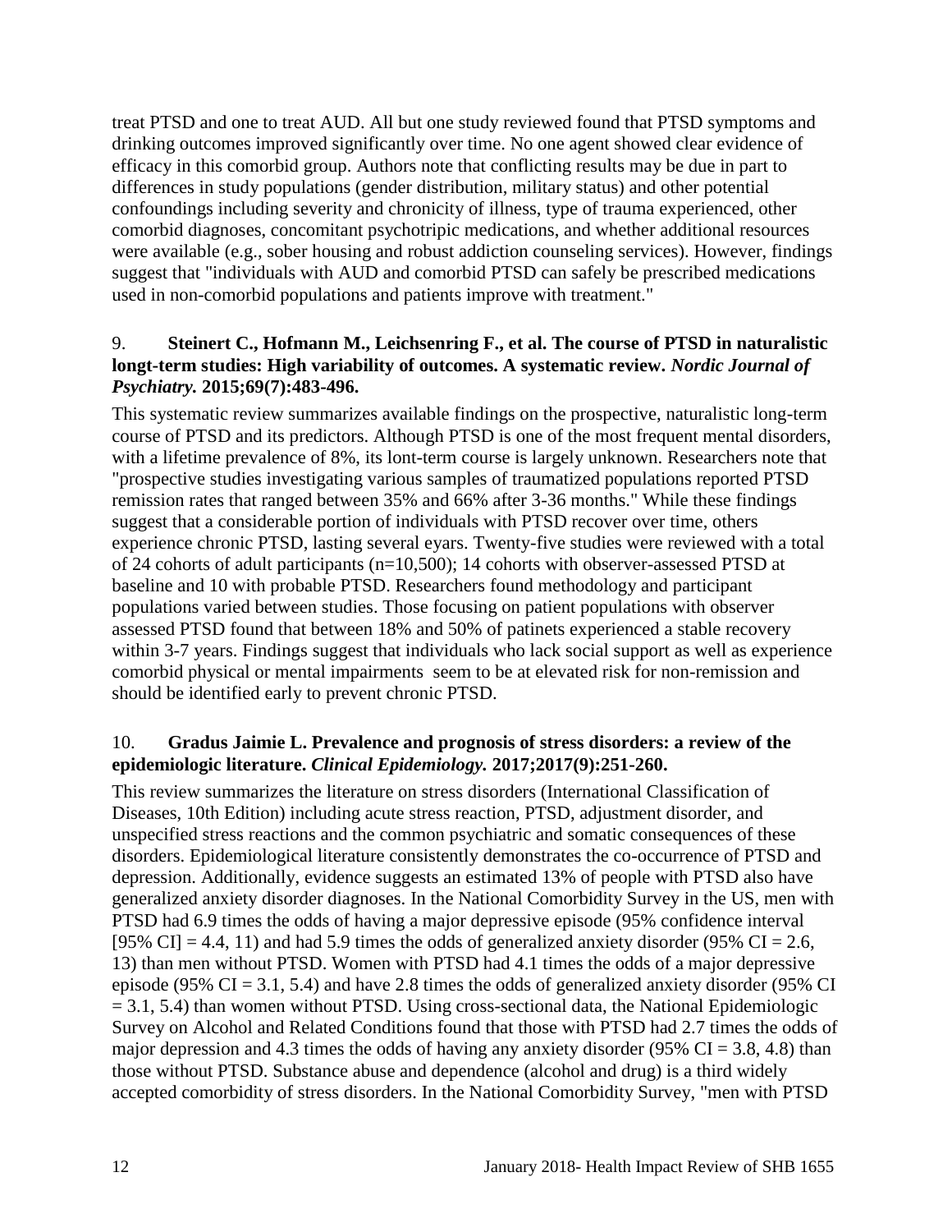treat PTSD and one to treat AUD. All but one study reviewed found that PTSD symptoms and drinking outcomes improved significantly over time. No one agent showed clear evidence of efficacy in this comorbid group. Authors note that conflicting results may be due in part to differences in study populations (gender distribution, military status) and other potential confoundings including severity and chronicity of illness, type of trauma experienced, other comorbid diagnoses, concomitant psychotripic medications, and whether additional resources were available (e.g., sober housing and robust addiction counseling services). However, findings suggest that "individuals with AUD and comorbid PTSD can safely be prescribed medications used in non-comorbid populations and patients improve with treatment."

9. **Steinert C., Hofmann M., Leichsenring F., et al. The course of PTSD in naturalistic longt-term studies: High variability of outcomes. A systematic review.** ***Nordic Journal of Psychiatry.*** **2015;69(7):483-496.**

This systematic review summarizes available findings on the prospective, naturalistic long-term course of PTSD and its predictors. Although PTSD is one of the most frequent mental disorders, with a lifetime prevalence of 8%, its lont-term course is largely unknown. Researchers note that "prospective studies investigating various samples of traumatized populations reported PTSD remission rates that ranged between 35% and 66% after 3-36 months." While these findings suggest that a considerable portion of individuals with PTSD recover over time, others experience chronic PTSD, lasting several eyars. Twenty-five studies were reviewed with a total of 24 cohorts of adult participants (n=10,500); 14 cohorts with observer-assessed PTSD at baseline and 10 with probable PTSD. Researchers found methodology and participant populations varied between studies. Those focusing on patient populations with observer assessed PTSD found that between 18% and 50% of patinets experienced a stable recovery within 3-7 years. Findings suggest that individuals who lack social support as well as experience comorbid physical or mental impairments seem to be at elevated risk for non-remission and should be identified early to prevent chronic PTSD.

10. **Gradus Jaimie L. Prevalence and prognosis of stress disorders: a review of the epidemiologic literature.** ***Clinical Epidemiology.*** **2017;2017(9):251-260.**

This review summarizes the literature on stress disorders (International Classification of Diseases, 10th Edition) including acute stress reaction, PTSD, adjustment disorder, and unspecified stress reactions and the common psychiatric and somatic consequences of these disorders. Epidemiological literature consistently demonstrates the co-occurrence of PTSD and depression. Additionally, evidence suggests an estimated 13% of people with PTSD also have generalized anxiety disorder diagnoses. In the National Comorbidity Survey in the US, men with PTSD had 6.9 times the odds of having a major depressive episode (95% confidence interval [95% CI] = 4.4, 11) and had 5.9 times the odds of generalized anxiety disorder (95% CI = 2.6, 13) than men without PTSD. Women with PTSD had 4.1 times the odds of a major depressive episode (95% CI = 3.1, 5.4) and have 2.8 times the odds of generalized anxiety disorder (95% CI = 3.1, 5.4) than women without PTSD. Using cross-sectional data, the National Epidemiologic Survey on Alcohol and Related Conditions found that those with PTSD had 2.7 times the odds of major depression and 4.3 times the odds of having any anxiety disorder (95% CI = 3.8, 4.8) than those without PTSD. Substance abuse and dependence (alcohol and drug) is a third widely accepted comorbidity of stress disorders. In the National Comorbidity Survey, "men with PTSD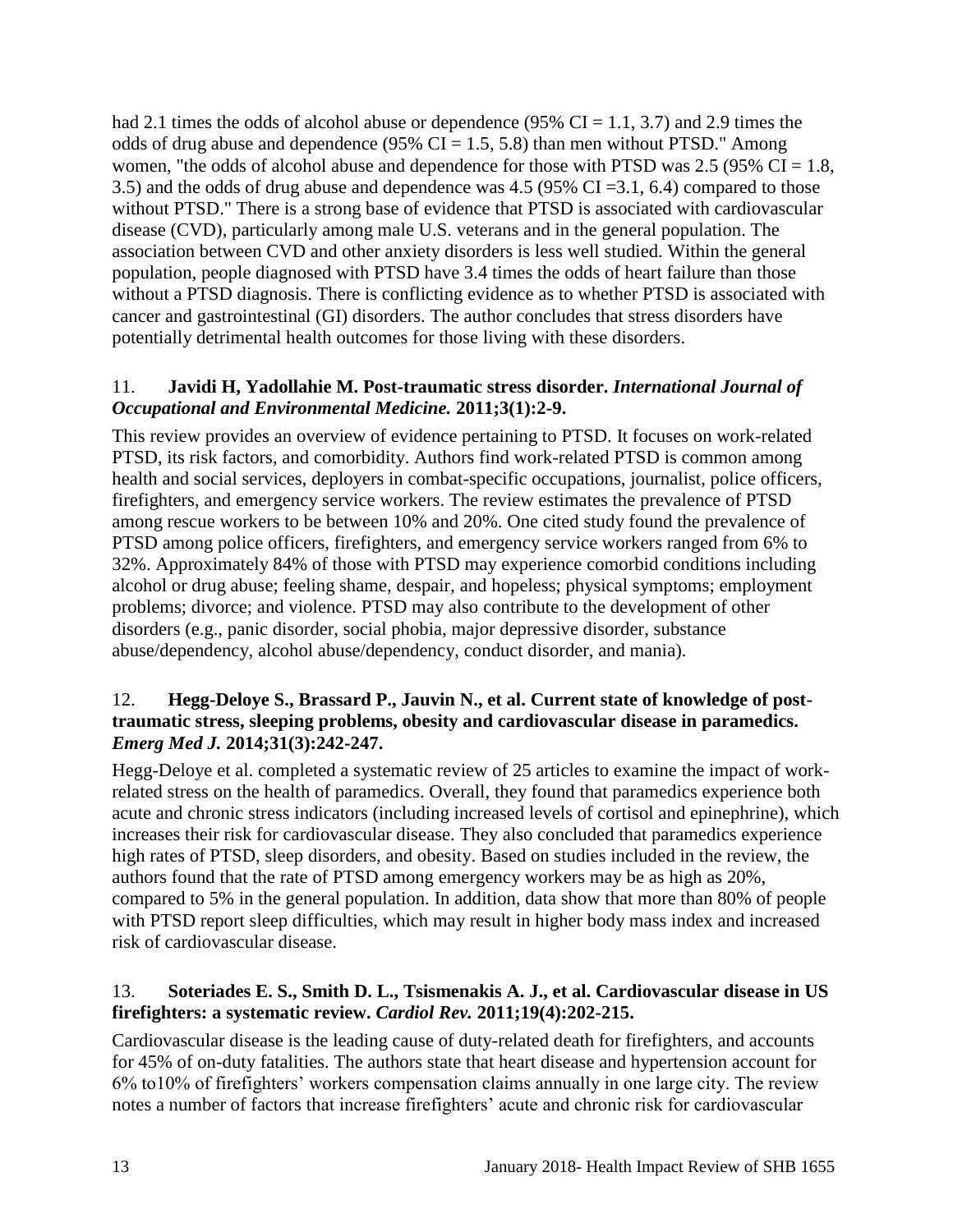had 2.1 times the odds of alcohol abuse or dependence (95% CI = 1.1, 3.7) and 2.9 times the odds of drug abuse and dependence (95% CI = 1.5, 5.8) than men without PTSD." Among women, "the odds of alcohol abuse and dependence for those with PTSD was 2.5 (95% CI = 1.8, 3.5) and the odds of drug abuse and dependence was 4.5 (95% CI =3.1, 6.4) compared to those without PTSD." There is a strong base of evidence that PTSD is associated with cardiovascular disease (CVD), particularly among male U.S. veterans and in the general population. The association between CVD and other anxiety disorders is less well studied. Within the general population, people diagnosed with PTSD have 3.4 times the odds of heart failure than those without a PTSD diagnosis. There is conflicting evidence as to whether PTSD is associated with cancer and gastrointestinal (GI) disorders. The author concludes that stress disorders have potentially detrimental health outcomes for those living with these disorders.

11. **Javidi H, Yadollahie M. Post-traumatic stress disorder. *International Journal of Occupational and Environmental Medicine.* 2011;3(1):2-9.**

This review provides an overview of evidence pertaining to PTSD. It focuses on work-related PTSD, its risk factors, and comorbidity. Authors find work-related PTSD is common among health and social services, deployers in combat-specific occupations, journalist, police officers, firefighters, and emergency service workers. The review estimates the prevalence of PTSD among rescue workers to be between 10% and 20%. One cited study found the prevalence of PTSD among police officers, firefighters, and emergency service workers ranged from 6% to 32%. Approximately 84% of those with PTSD may experience comorbid conditions including alcohol or drug abuse; feeling shame, despair, and hopeless; physical symptoms; employment problems; divorce; and violence. PTSD may also contribute to the development of other disorders (e.g., panic disorder, social phobia, major depressive disorder, substance abuse/dependency, alcohol abuse/dependency, conduct disorder, and mania).

12. **Hegg-Deloye S., Brassard P., Jauvin N., et al. Current state of knowledge of post-traumatic stress, sleeping problems, obesity and cardiovascular disease in paramedics. *Emerg Med J.* 2014;31(3):242-247.**

Hegg-Deloye et al. completed a systematic review of 25 articles to examine the impact of work-related stress on the health of paramedics. Overall, they found that paramedics experience both acute and chronic stress indicators (including increased levels of cortisol and epinephrine), which increases their risk for cardiovascular disease. They also concluded that paramedics experience high rates of PTSD, sleep disorders, and obesity. Based on studies included in the review, the authors found that the rate of PTSD among emergency workers may be as high as 20%, compared to 5% in the general population. In addition, data show that more than 80% of people with PTSD report sleep difficulties, which may result in higher body mass index and increased risk of cardiovascular disease.

13. **Soteriades E. S., Smith D. L., Tsismenakis A. J., et al. Cardiovascular disease in US firefighters: a systematic review. *Cardiol Rev.* 2011;19(4):202-215.**

Cardiovascular disease is the leading cause of duty-related death for firefighters, and accounts for 45% of on-duty fatalities. The authors state that heart disease and hypertension account for 6% to10% of firefighters' workers compensation claims annually in one large city. The review notes a number of factors that increase firefighters' acute and chronic risk for cardiovascular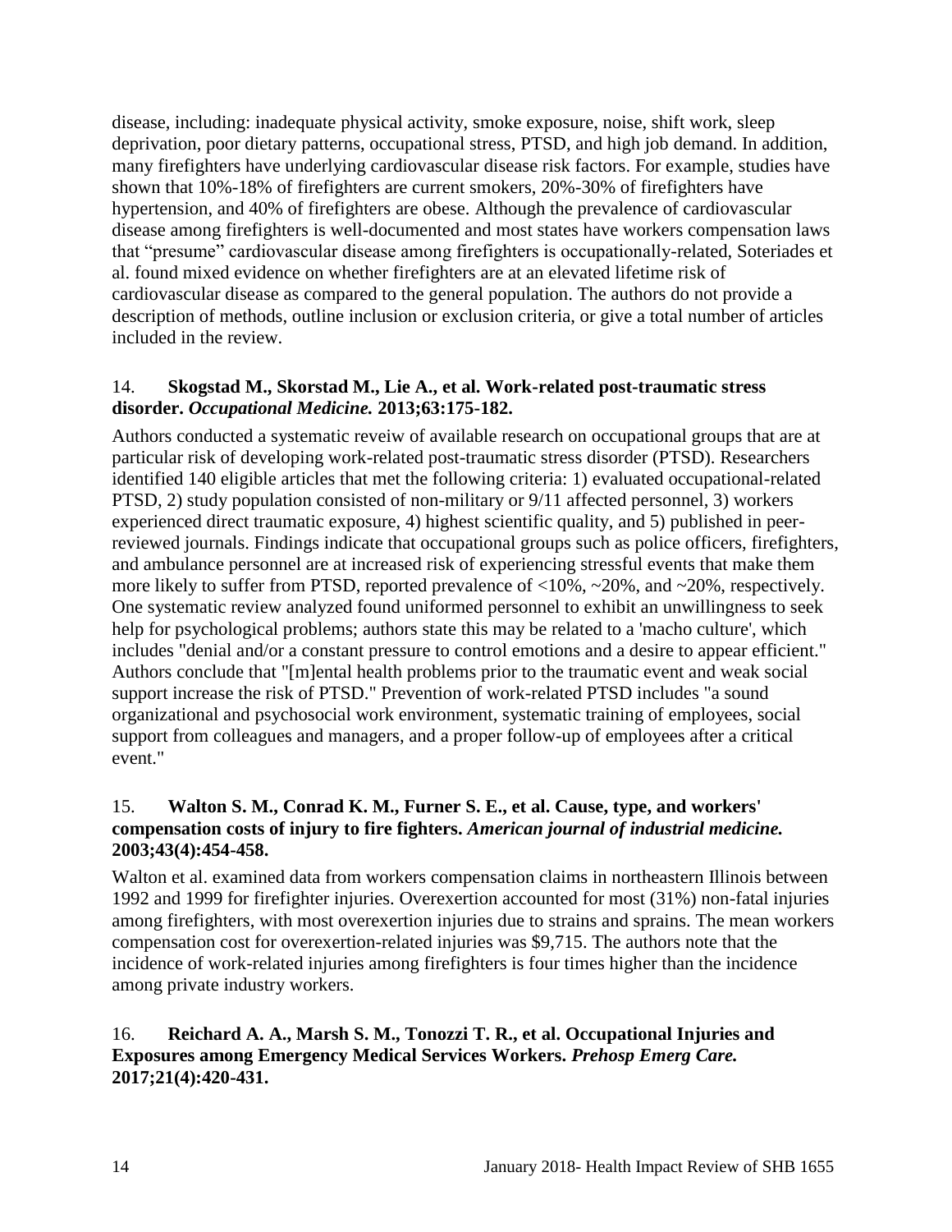disease, including: inadequate physical activity, smoke exposure, noise, shift work, sleep deprivation, poor dietary patterns, occupational stress, PTSD, and high job demand. In addition, many firefighters have underlying cardiovascular disease risk factors. For example, studies have shown that 10%-18% of firefighters are current smokers, 20%-30% of firefighters have hypertension, and 40% of firefighters are obese. Although the prevalence of cardiovascular disease among firefighters is well-documented and most states have workers compensation laws that "presume" cardiovascular disease among firefighters is occupationally-related, Soteriades et al. found mixed evidence on whether firefighters are at an elevated lifetime risk of cardiovascular disease as compared to the general population. The authors do not provide a description of methods, outline inclusion or exclusion criteria, or give a total number of articles included in the review.

14. **Skogstad M., Skorstad M., Lie A., et al. Work-related post-traumatic stress disorder.** ***Occupational Medicine.*** **2013;63:175-182.**

Authors conducted a systematic reveiw of available research on occupational groups that are at particular risk of developing work-related post-traumatic stress disorder (PTSD). Researchers identified 140 eligible articles that met the following criteria: 1) evaluated occupational-related PTSD, 2) study population consisted of non-military or 9/11 affected personnel, 3) workers experienced direct traumatic exposure, 4) highest scientific quality, and 5) published in peer-reviewed journals. Findings indicate that occupational groups such as police officers, firefighters, and ambulance personnel are at increased risk of experiencing stressful events that make them more likely to suffer from PTSD, reported prevalence of <10%, ~20%, and ~20%, respectively. One systematic review analyzed found uniformed personnel to exhibit an unwillingness to seek help for psychological problems; authors state this may be related to a 'macho culture', which includes "denial and/or a constant pressure to control emotions and a desire to appear efficient." Authors conclude that "[m]ental health problems prior to the traumatic event and weak social support increase the risk of PTSD." Prevention of work-related PTSD includes "a sound organizational and psychosocial work environment, systematic training of employees, social support from colleagues and managers, and a proper follow-up of employees after a critical event."

15. **Walton S. M., Conrad K. M., Furner S. E., et al. Cause, type, and workers' compensation costs of injury to fire fighters.** ***American journal of industrial medicine.*** **2003;43(4):454-458.**

Walton et al. examined data from workers compensation claims in northeastern Illinois between 1992 and 1999 for firefighter injuries. Overexertion accounted for most (31%) non-fatal injuries among firefighters, with most overexertion injuries due to strains and sprains. The mean workers compensation cost for overexertion-related injuries was $9,715. The authors note that the incidence of work-related injuries among firefighters is four times higher than the incidence among private industry workers.

16. **Reichard A. A., Marsh S. M., Tonozzi T. R., et al. Occupational Injuries and Exposures among Emergency Medical Services Workers.** ***Prehosp Emerg Care.*** **2017;21(4):420-431.**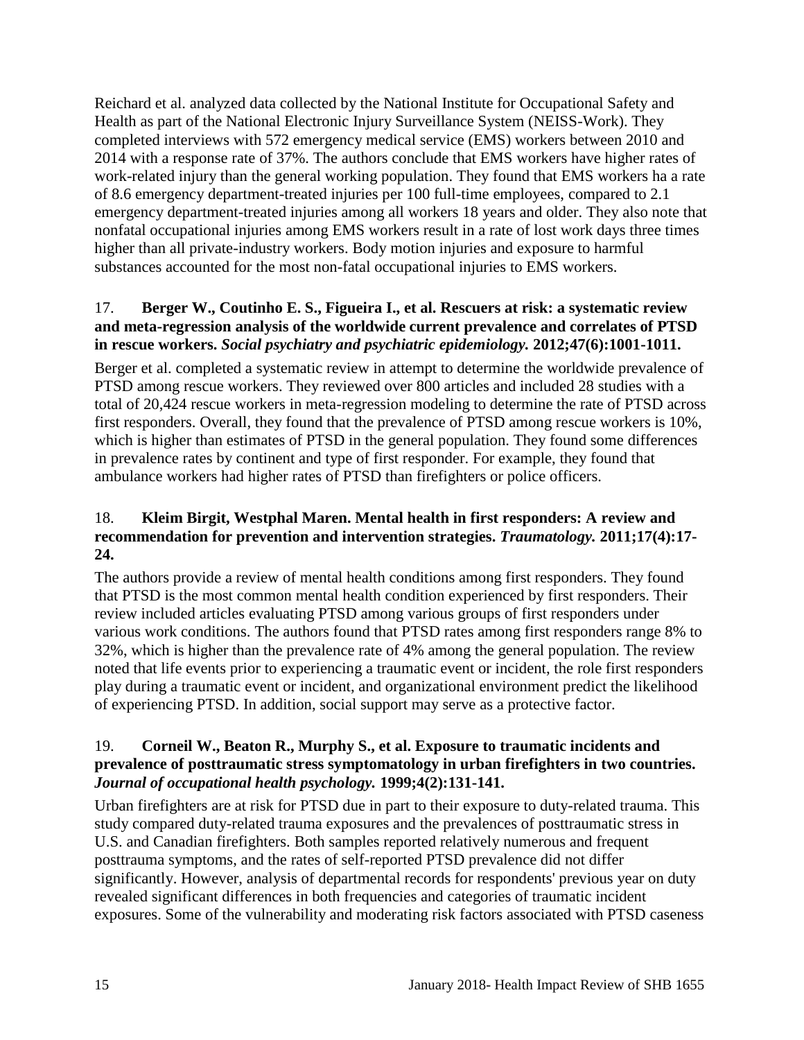Reichard et al. analyzed data collected by the National Institute for Occupational Safety and Health as part of the National Electronic Injury Surveillance System (NEISS-Work). They completed interviews with 572 emergency medical service (EMS) workers between 2010 and 2014 with a response rate of 37%. The authors conclude that EMS workers have higher rates of work-related injury than the general working population. They found that EMS workers ha a rate of 8.6 emergency department-treated injuries per 100 full-time employees, compared to 2.1 emergency department-treated injuries among all workers 18 years and older. They also note that nonfatal occupational injuries among EMS workers result in a rate of lost work days three times higher than all private-industry workers. Body motion injuries and exposure to harmful substances accounted for the most non-fatal occupational injuries to EMS workers.

17. **Berger W., Coutinho E. S., Figueira I., et al. Rescuers at risk: a systematic review and meta-regression analysis of the worldwide current prevalence and correlates of PTSD in rescue workers.** ***Social psychiatry and psychiatric epidemiology.*** **2012;47(6):1001-1011.**

Berger et al. completed a systematic review in attempt to determine the worldwide prevalence of PTSD among rescue workers. They reviewed over 800 articles and included 28 studies with a total of 20,424 rescue workers in meta-regression modeling to determine the rate of PTSD across first responders. Overall, they found that the prevalence of PTSD among rescue workers is 10%, which is higher than estimates of PTSD in the general population. They found some differences in prevalence rates by continent and type of first responder. For example, they found that ambulance workers had higher rates of PTSD than firefighters or police officers.

18. **Kleim Birgit, Westphal Maren. Mental health in first responders: A review and recommendation for prevention and intervention strategies.** ***Traumatology.*** **2011;17(4):17-24.**

The authors provide a review of mental health conditions among first responders. They found that PTSD is the most common mental health condition experienced by first responders. Their review included articles evaluating PTSD among various groups of first responders under various work conditions. The authors found that PTSD rates among first responders range 8% to 32%, which is higher than the prevalence rate of 4% among the general population. The review noted that life events prior to experiencing a traumatic event or incident, the role first responders play during a traumatic event or incident, and organizational environment predict the likelihood of experiencing PTSD. In addition, social support may serve as a protective factor.

19. **Corneil W., Beaton R., Murphy S., et al. Exposure to traumatic incidents and prevalence of posttraumatic stress symptomatology in urban firefighters in two countries.** ***Journal of occupational health psychology.*** **1999;4(2):131-141.**

Urban firefighters are at risk for PTSD due in part to their exposure to duty-related trauma. This study compared duty-related trauma exposures and the prevalences of posttraumatic stress in U.S. and Canadian firefighters. Both samples reported relatively numerous and frequent posttrauma symptoms, and the rates of self-reported PTSD prevalence did not differ significantly. However, analysis of departmental records for respondents' previous year on duty revealed significant differences in both frequencies and categories of traumatic incident exposures. Some of the vulnerability and moderating risk factors associated with PTSD caseness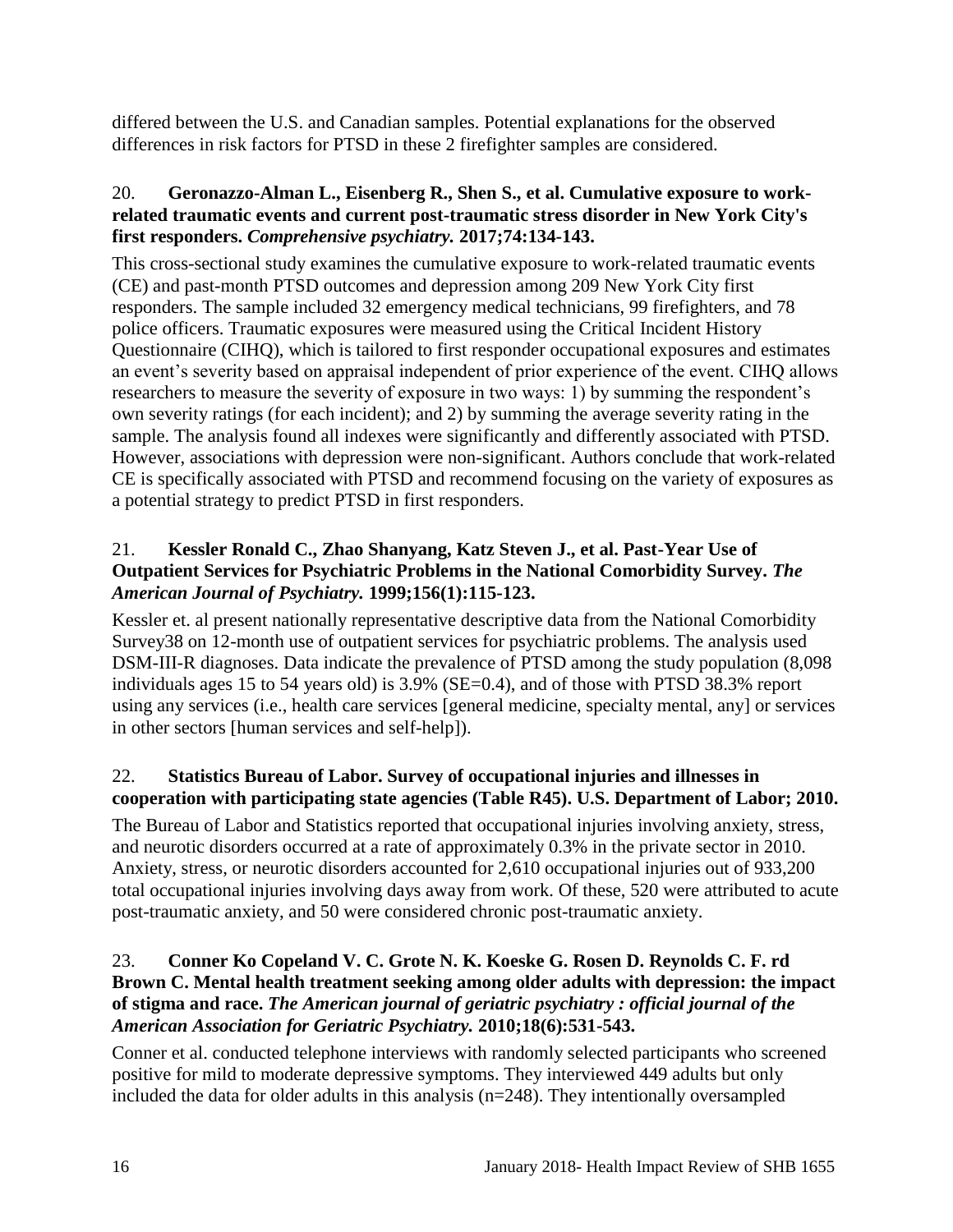differed between the U.S. and Canadian samples. Potential explanations for the observed differences in risk factors for PTSD in these 2 firefighter samples are considered.

20. **Geronazzo-Alman L., Eisenberg R., Shen S., et al. Cumulative exposure to work-related traumatic events and current post-traumatic stress disorder in New York City's first responders.** ***Comprehensive psychiatry.*** **2017;74:134-143.**

This cross-sectional study examines the cumulative exposure to work-related traumatic events (CE) and past-month PTSD outcomes and depression among 209 New York City first responders. The sample included 32 emergency medical technicians, 99 firefighters, and 78 police officers. Traumatic exposures were measured using the Critical Incident History Questionnaire (CIHQ), which is tailored to first responder occupational exposures and estimates an event's severity based on appraisal independent of prior experience of the event. CIHQ allows researchers to measure the severity of exposure in two ways: 1) by summing the respondent's own severity ratings (for each incident); and 2) by summing the average severity rating in the sample. The analysis found all indexes were significantly and differently associated with PTSD. However, associations with depression were non-significant. Authors conclude that work-related CE is specifically associated with PTSD and recommend focusing on the variety of exposures as a potential strategy to predict PTSD in first responders.

21. **Kessler Ronald C., Zhao Shanyang, Katz Steven J., et al. Past-Year Use of Outpatient Services for Psychiatric Problems in the National Comorbidity Survey.** ***The American Journal of Psychiatry.*** **1999;156(1):115-123.**

Kessler et. al present nationally representative descriptive data from the National Comorbidity Survey38 on 12-month use of outpatient services for psychiatric problems. The analysis used DSM-III-R diagnoses. Data indicate the prevalence of PTSD among the study population (8,098 individuals ages 15 to 54 years old) is 3.9% (SE=0.4), and of those with PTSD 38.3% report using any services (i.e., health care services [general medicine, specialty mental, any] or services in other sectors [human services and self-help]).

22. **Statistics Bureau of Labor. Survey of occupational injuries and illnesses in cooperation with participating state agencies (Table R45). U.S. Department of Labor; 2010.**

The Bureau of Labor and Statistics reported that occupational injuries involving anxiety, stress, and neurotic disorders occurred at a rate of approximately 0.3% in the private sector in 2010. Anxiety, stress, or neurotic disorders accounted for 2,610 occupational injuries out of 933,200 total occupational injuries involving days away from work. Of these, 520 were attributed to acute post-traumatic anxiety, and 50 were considered chronic post-traumatic anxiety.

23. **Conner Ko Copeland V. C. Grote N. K. Koeske G. Rosen D. Reynolds C. F. rd Brown C. Mental health treatment seeking among older adults with depression: the impact of stigma and race.** ***The American journal of geriatric psychiatry : official journal of the American Association for Geriatric Psychiatry.*** **2010;18(6):531-543.**

Conner et al. conducted telephone interviews with randomly selected participants who screened positive for mild to moderate depressive symptoms. They interviewed 449 adults but only included the data for older adults in this analysis (n=248). They intentionally oversampled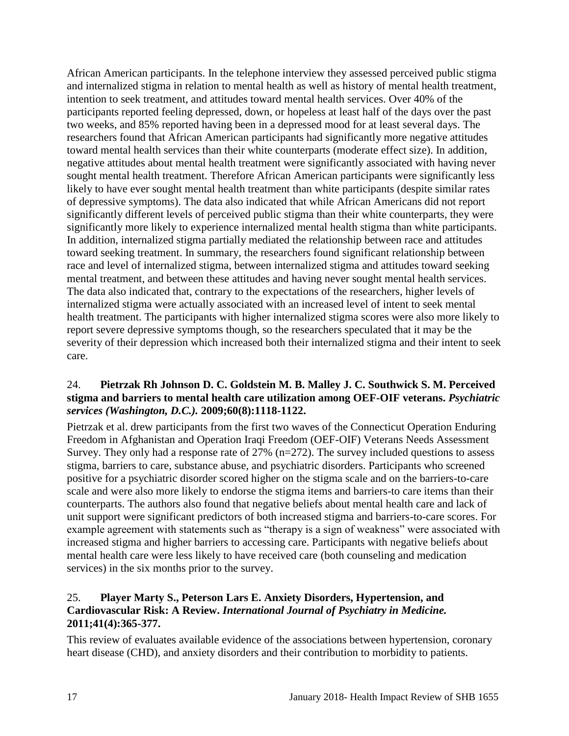African American participants. In the telephone interview they assessed perceived public stigma and internalized stigma in relation to mental health as well as history of mental health treatment, intention to seek treatment, and attitudes toward mental health services. Over 40% of the participants reported feeling depressed, down, or hopeless at least half of the days over the past two weeks, and 85% reported having been in a depressed mood for at least several days. The researchers found that African American participants had significantly more negative attitudes toward mental health services than their white counterparts (moderate effect size). In addition, negative attitudes about mental health treatment were significantly associated with having never sought mental health treatment. Therefore African American participants were significantly less likely to have ever sought mental health treatment than white participants (despite similar rates of depressive symptoms). The data also indicated that while African Americans did not report significantly different levels of perceived public stigma than their white counterparts, they were significantly more likely to experience internalized mental health stigma than white participants. In addition, internalized stigma partially mediated the relationship between race and attitudes toward seeking treatment. In summary, the researchers found significant relationship between race and level of internalized stigma, between internalized stigma and attitudes toward seeking mental treatment, and between these attitudes and having never sought mental health services. The data also indicated that, contrary to the expectations of the researchers, higher levels of internalized stigma were actually associated with an increased level of intent to seek mental health treatment. The participants with higher internalized stigma scores were also more likely to report severe depressive symptoms though, so the researchers speculated that it may be the severity of their depression which increased both their internalized stigma and their intent to seek care.

24. **Pietrzak Rh Johnson D. C. Goldstein M. B. Malley J. C. Southwick S. M. Perceived stigma and barriers to mental health care utilization among OEF-OIF veterans.** ***Psychiatric services (Washington, D.C.).*** **2009;60(8):1118-1122.**

Pietrzak et al. drew participants from the first two waves of the Connecticut Operation Enduring Freedom in Afghanistan and Operation Iraqi Freedom (OEF-OIF) Veterans Needs Assessment Survey. They only had a response rate of 27% (n=272). The survey included questions to assess stigma, barriers to care, substance abuse, and psychiatric disorders. Participants who screened positive for a psychiatric disorder scored higher on the stigma scale and on the barriers-to-care scale and were also more likely to endorse the stigma items and barriers-to care items than their counterparts. The authors also found that negative beliefs about mental health care and lack of unit support were significant predictors of both increased stigma and barriers-to-care scores. For example agreement with statements such as "therapy is a sign of weakness" were associated with increased stigma and higher barriers to accessing care. Participants with negative beliefs about mental health care were less likely to have received care (both counseling and medication services) in the six months prior to the survey.

25. **Player Marty S., Peterson Lars E. Anxiety Disorders, Hypertension, and Cardiovascular Risk: A Review.** ***International Journal of Psychiatry in Medicine.*** **2011;41(4):365-377.**

This review of evaluates available evidence of the associations between hypertension, coronary heart disease (CHD), and anxiety disorders and their contribution to morbidity to patients.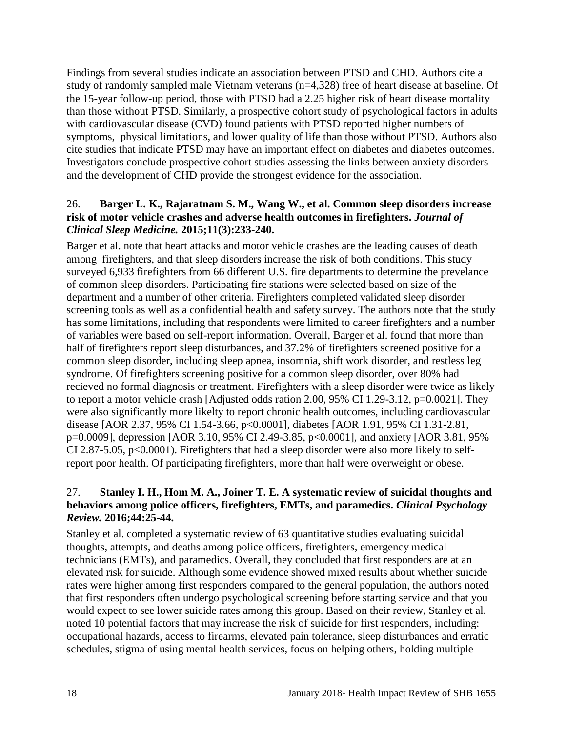Findings from several studies indicate an association between PTSD and CHD. Authors cite a study of randomly sampled male Vietnam veterans (n=4,328) free of heart disease at baseline. Of the 15-year follow-up period, those with PTSD had a 2.25 higher risk of heart disease mortality than those without PTSD. Similarly, a prospective cohort study of psychological factors in adults with cardiovascular disease (CVD) found patients with PTSD reported higher numbers of symptoms, physical limitations, and lower quality of life than those without PTSD. Authors also cite studies that indicate PTSD may have an important effect on diabetes and diabetes outcomes. Investigators conclude prospective cohort studies assessing the links between anxiety disorders and the development of CHD provide the strongest evidence for the association.

26. **Barger L. K., Rajaratnam S. M., Wang W., et al. Common sleep disorders increase risk of motor vehicle crashes and adverse health outcomes in firefighters. *Journal of Clinical Sleep Medicine.* 2015;11(3):233-240.**

Barger et al. note that heart attacks and motor vehicle crashes are the leading causes of death among firefighters, and that sleep disorders increase the risk of both conditions. This study surveyed 6,933 firefighters from 66 different U.S. fire departments to determine the prevelance of common sleep disorders. Participating fire stations were selected based on size of the department and a number of other criteria. Firefighters completed validated sleep disorder screening tools as well as a confidential health and safety survey. The authors note that the study has some limitations, including that respondents were limited to career firefighters and a number of variables were based on self-report information. Overall, Barger et al. found that more than half of firefighters report sleep disturbances, and 37.2% of firefighters screened positive for a common sleep disorder, including sleep apnea, insomnia, shift work disorder, and restless leg syndrome. Of firefighters screening positive for a common sleep disorder, over 80% had recieved no formal diagnosis or treatment. Firefighters with a sleep disorder were twice as likely to report a motor vehicle crash [Adjusted odds ration 2.00, 95% CI 1.29-3.12, p=0.0021]. They were also significantly more likelty to report chronic health outcomes, including cardiovascular disease [AOR 2.37, 95% CI 1.54-3.66, p<0.0001], diabetes [AOR 1.91, 95% CI 1.31-2.81, p=0.0009], depression [AOR 3.10, 95% CI 2.49-3.85, p<0.0001], and anxiety [AOR 3.81, 95% CI 2.87-5.05, p<0.0001). Firefighters that had a sleep disorder were also more likely to self-report poor health. Of participating firefighters, more than half were overweight or obese.

27. **Stanley I. H., Hom M. A., Joiner T. E. A systematic review of suicidal thoughts and behaviors among police officers, firefighters, EMTs, and paramedics. *Clinical Psychology Review.* 2016;44:25-44.**

Stanley et al. completed a systematic review of 63 quantitative studies evaluating suicidal thoughts, attempts, and deaths among police officers, firefighters, emergency medical technicians (EMTs), and paramedics. Overall, they concluded that first responders are at an elevated risk for suicide. Although some evidence showed mixed results about whether suicide rates were higher among first responders compared to the general population, the authors noted that first responders often undergo psychological screening before starting service and that you would expect to see lower suicide rates among this group. Based on their review, Stanley et al. noted 10 potential factors that may increase the risk of suicide for first responders, including: occupational hazards, access to firearms, elevated pain tolerance, sleep disturbances and erratic schedules, stigma of using mental health services, focus on helping others, holding multiple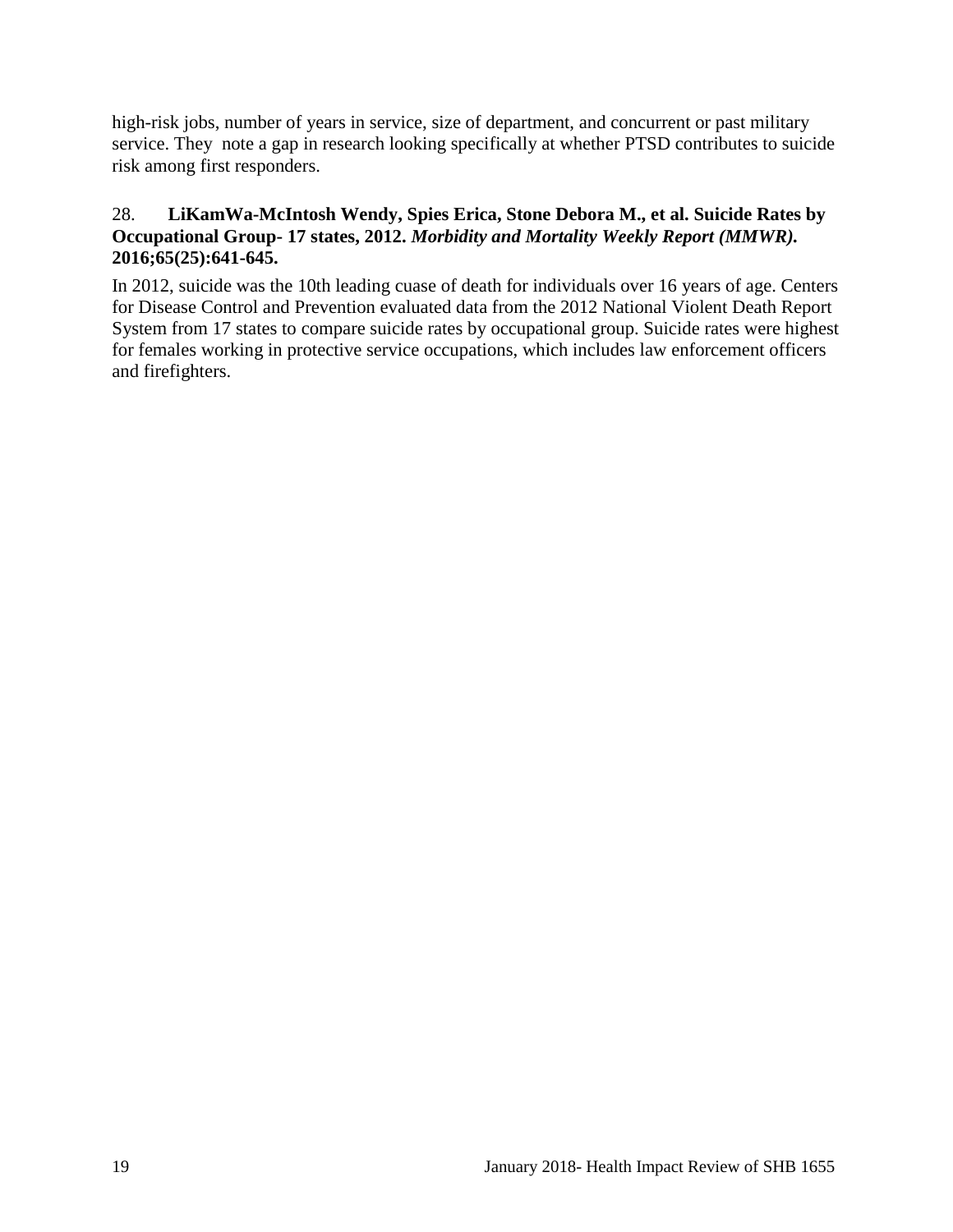high-risk jobs, number of years in service, size of department, and concurrent or past military service. They note a gap in research looking specifically at whether PTSD contributes to suicide risk among first responders.

28. **LiKamWa-McIntosh Wendy, Spies Erica, Stone Debora M., et al. Suicide Rates by Occupational Group- 17 states, 2012.** ***Morbidity and Mortality Weekly Report (MMWR).*** **2016;65(25):641-645.**

In 2012, suicide was the 10th leading cuase of death for individuals over 16 years of age. Centers for Disease Control and Prevention evaluated data from the 2012 National Violent Death Report System from 17 states to compare suicide rates by occupational group. Suicide rates were highest for females working in protective service occupations, which includes law enforcement officers and firefighters.